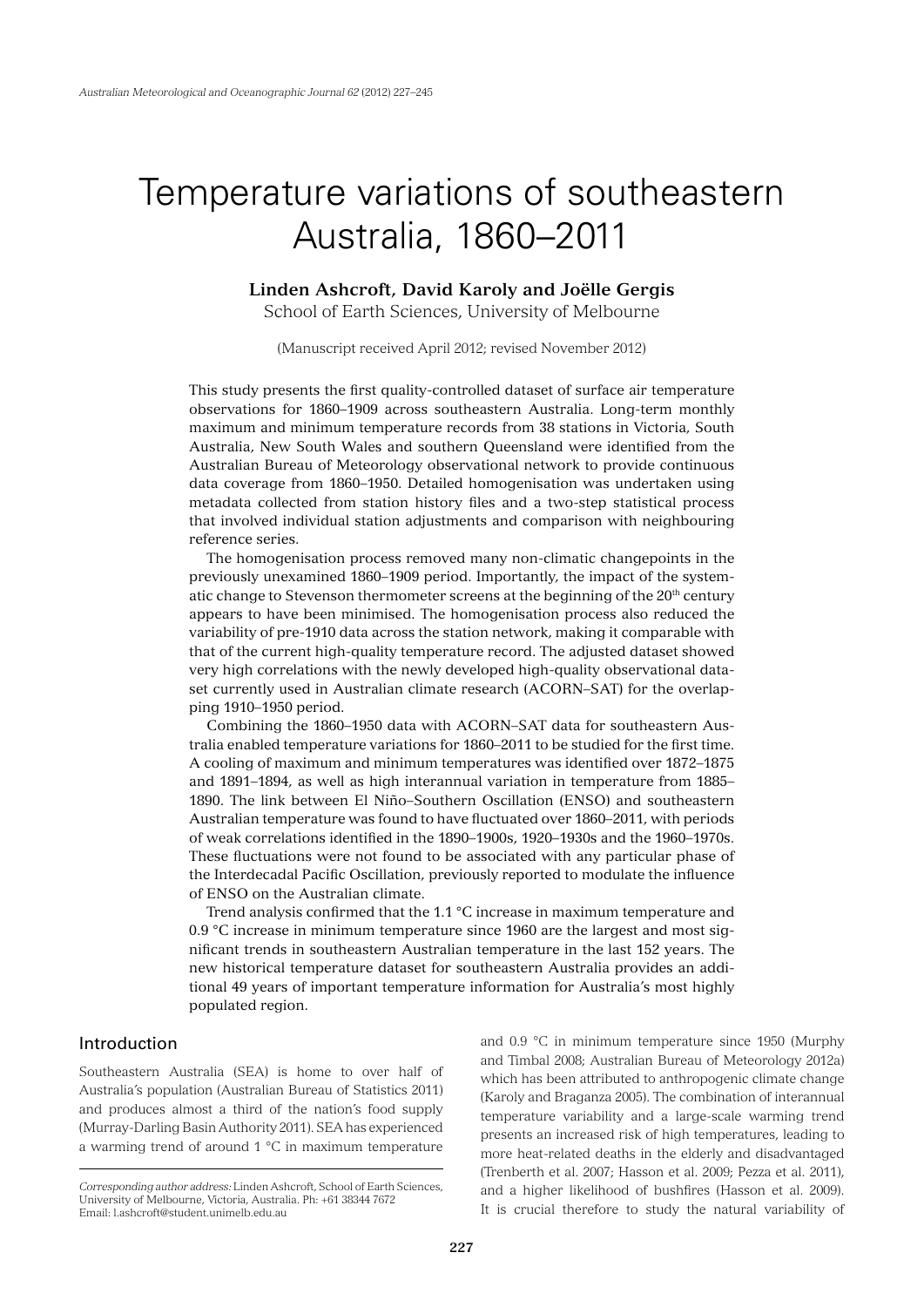# Temperature variations of southeastern Australia, 1860–2011

**Linden Ashcroft, David Karoly and Joëlle Gergis**

School of Earth Sciences, University of Melbourne

(Manuscript received April 2012; revised November 2012)

This study presents the first quality-controlled dataset of surface air temperature observations for 1860–1909 across southeastern Australia. Long-term monthly maximum and minimum temperature records from 38 stations in Victoria, South Australia, New South Wales and southern Queensland were identified from the Australian Bureau of Meteorology observational network to provide continuous data coverage from 1860–1950. Detailed homogenisation was undertaken using metadata collected from station history files and a two-step statistical process that involved individual station adjustments and comparison with neighbouring reference series.

The homogenisation process removed many non-climatic changepoints in the previously unexamined 1860–1909 period. Importantly, the impact of the systematic change to Stevenson thermometer screens at the beginning of the 20th century appears to have been minimised. The homogenisation process also reduced the variability of pre-1910 data across the station network, making it comparable with that of the current high-quality temperature record. The adjusted dataset showed very high correlations with the newly developed high-quality observational dataset currently used in Australian climate research (ACORN–SAT) for the overlapping 1910–1950 period.

Combining the 1860–1950 data with ACORN–SAT data for southeastern Australia enabled temperature variations for 1860–2011 to be studied for the first time. A cooling of maximum and minimum temperatures was identified over 1872–1875 and 1891–1894, as well as high interannual variation in temperature from 1885–1890. The link between El Niño–Southern Oscillation (ENSO) and southeastern Australian temperature was found to have fluctuated over 1860–2011, with periods of weak correlations identified in the 1890–1900s, 1920–1930s and the 1960–1970s. These fluctuations were not found to be associated with any particular phase of the Interdecadal Pacific Oscillation, previously reported to modulate the influence of ENSO on the Australian climate.

Trend analysis confirmed that the 1.1 °C increase in maximum temperature and 0.9 °C increase in minimum temperature since 1960 are the largest and most significant trends in southeastern Australian temperature in the last 152 years. The new historical temperature dataset for southeastern Australia provides an additional 49 years of important temperature information for Australia's most highly populated region.

## Introduction

Southeastern Australia (SEA) is home to over half of Australia's population (Australian Bureau of Statistics 2011) and produces almost a third of the nation's food supply (Murray-Darling Basin Authority 2011). SEA has experienced a warming trend of around 1 °C in maximum temperature and 0.9 °C in minimum temperature since 1950 (Murphy and Timbal 2008; Australian Bureau of Meteorology 2012a) which has been attributed to anthropogenic climate change (Karoly and Braganza 2005). The combination of interannual temperature variability and a large-scale warming trend presents an increased risk of high temperatures, leading to more heat-related deaths in the elderly and disadvantaged (Trenberth et al. 2007; Hasson et al. 2009; Pezza et al. 2011), and a higher likelihood of bushfires (Hasson et al. 2009). It is crucial therefore to study the natural variability of

*Corresponding author address:* Linden Ashcroft, School of Earth Sciences, University of Melbourne, Victoria, Australia. Ph: +61 38344 7672 Email: l.ashcroft@student.unimelb.edu.au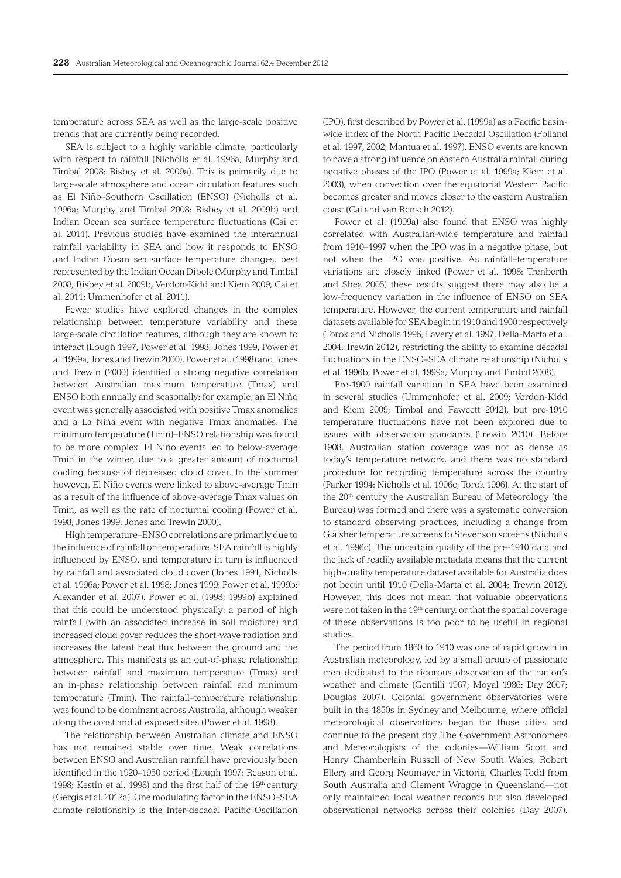temperature across SEA as well as the large-scale positive trends that are currently being recorded.

SEA is subject to a highly variable climate, particularly with respect to rainfall (Nicholls et al. 1996a; Murphy and Timbal 2008; Risbey et al. 2009a). This is primarily due to large-scale atmosphere and ocean circulation features such as El Niño–Southern Oscillation (ENSO) (Nicholls et al. 1996a; Murphy and Timbal 2008; Risbey et al. 2009b) and Indian Ocean sea surface temperature fluctuations (Cai et al. 2011). Previous studies have examined the interannual rainfall variability in SEA and how it responds to ENSO and Indian Ocean sea surface temperature changes, best represented by the Indian Ocean Dipole (Murphy and Timbal 2008; Risbey et al. 2009b; Verdon-Kidd and Kiem 2009; Cai et al. 2011; Ummenhofer et al. 2011).

Fewer studies have explored changes in the complex relationship between temperature variability and these large-scale circulation features, although they are known to interact (Lough 1997; Power et al. 1998; Jones 1999; Power et al. 1999a; Jones and Trewin 2000). Power et al. (1998) and Jones and Trewin (2000) identified a strong negative correlation between Australian maximum temperature (Tmax) and ENSO both annually and seasonally: for example, an El Niño event was generally associated with positive Tmax anomalies and a La Niña event with negative Tmax anomalies. The minimum temperature (Tmin)–ENSO relationship was found to be more complex. El Niño events led to below-average Tmin in the winter, due to a greater amount of nocturnal cooling because of decreased cloud cover. In the summer however, El Niño events were linked to above-average Tmin as a result of the influence of above-average Tmax values on Tmin, as well as the rate of nocturnal cooling (Power et al. 1998; Jones 1999; Jones and Trewin 2000).

High temperature–ENSO correlations are primarily due to the influence of rainfall on temperature. SEA rainfall is highly influenced by ENSO, and temperature in turn is influenced by rainfall and associated cloud cover (Jones 1991; Nicholls et al. 1996a; Power et al. 1998; Jones 1999; Power et al. 1999b; Alexander et al. 2007). Power et al. (1998; 1999b) explained that this could be understood physically: a period of high rainfall (with an associated increase in soil moisture) and increased cloud cover reduces the short-wave radiation and increases the latent heat flux between the ground and the atmosphere. This manifests as an out-of-phase relationship between rainfall and maximum temperature (Tmax) and an in-phase relationship between rainfall and minimum temperature (Tmin). The rainfall–temperature relationship was found to be dominant across Australia, although weaker along the coast and at exposed sites (Power et al. 1998).

The relationship between Australian climate and ENSO has not remained stable over time. Weak correlations between ENSO and Australian rainfall have previously been identified in the 1920–1950 period (Lough 1997; Reason et al. 1998; Kestin et al. 1998) and the first half of the 19th century (Gergis et al. 2012a). One modulating factor in the ENSO–SEA climate relationship is the Inter-decadal Pacific Oscillation (IPO), first described by Power et al. (1999a) as a Pacific basin-wide index of the North Pacific Decadal Oscillation (Folland et al. 1997, 2002; Mantua et al. 1997). ENSO events are known to have a strong influence on eastern Australia rainfall during negative phases of the IPO (Power et al. 1999a; Kiem et al. 2003), when convection over the equatorial Western Pacific becomes greater and moves closer to the eastern Australian coast (Cai and van Rensch 2012).

Power et al. (1999a) also found that ENSO was highly correlated with Australian-wide temperature and rainfall from 1910–1997 when the IPO was in a negative phase, but not when the IPO was positive. As rainfall–temperature variations are closely linked (Power et al. 1998; Trenberth and Shea 2005) these results suggest there may also be a low-frequency variation in the influence of ENSO on SEA temperature. However, the current temperature and rainfall datasets available for SEA begin in 1910 and 1900 respectively (Torok and Nicholls 1996; Lavery et al. 1997; Della-Marta et al. 2004; Trewin 2012), restricting the ability to examine decadal fluctuations in the ENSO–SEA climate relationship (Nicholls et al. 1996b; Power et al. 1999a; Murphy and Timbal 2008).

Pre-1900 rainfall variation in SEA have been examined in several studies (Ummenhofer et al. 2009; Verdon-Kidd and Kiem 2009; Timbal and Fawcett 2012), but pre-1910 temperature fluctuations have not been explored due to issues with observation standards (Trewin 2010). Before 1908, Australian station coverage was not as dense as today's temperature network, and there was no standard procedure for recording temperature across the country (Parker 1994; Nicholls et al. 1996c; Torok 1996). At the start of the 20th century the Australian Bureau of Meteorology (the Bureau) was formed and there was a systematic conversion to standard observing practices, including a change from Glaisher temperature screens to Stevenson screens (Nicholls et al. 1996c). The uncertain quality of the pre-1910 data and the lack of readily available metadata means that the current high-quality temperature dataset available for Australia does not begin until 1910 (Della-Marta et al. 2004; Trewin 2012). However, this does not mean that valuable observations were not taken in the 19th century, or that the spatial coverage of these observations is too poor to be useful in regional studies.

The period from 1860 to 1910 was one of rapid growth in Australian meteorology, led by a small group of passionate men dedicated to the rigorous observation of the nation's weather and climate (Gentilli 1967; Moyal 1986; Day 2007; Douglas 2007). Colonial government observatories were built in the 1850s in Sydney and Melbourne, where official meteorological observations began for those cities and continue to the present day. The Government Astronomers and Meteorologists of the colonies—William Scott and Henry Chamberlain Russell of New South Wales, Robert Ellery and Georg Neumayer in Victoria, Charles Todd from South Australia and Clement Wragge in Queensland—not only maintained local weather records but also developed observational networks across their colonies (Day 2007).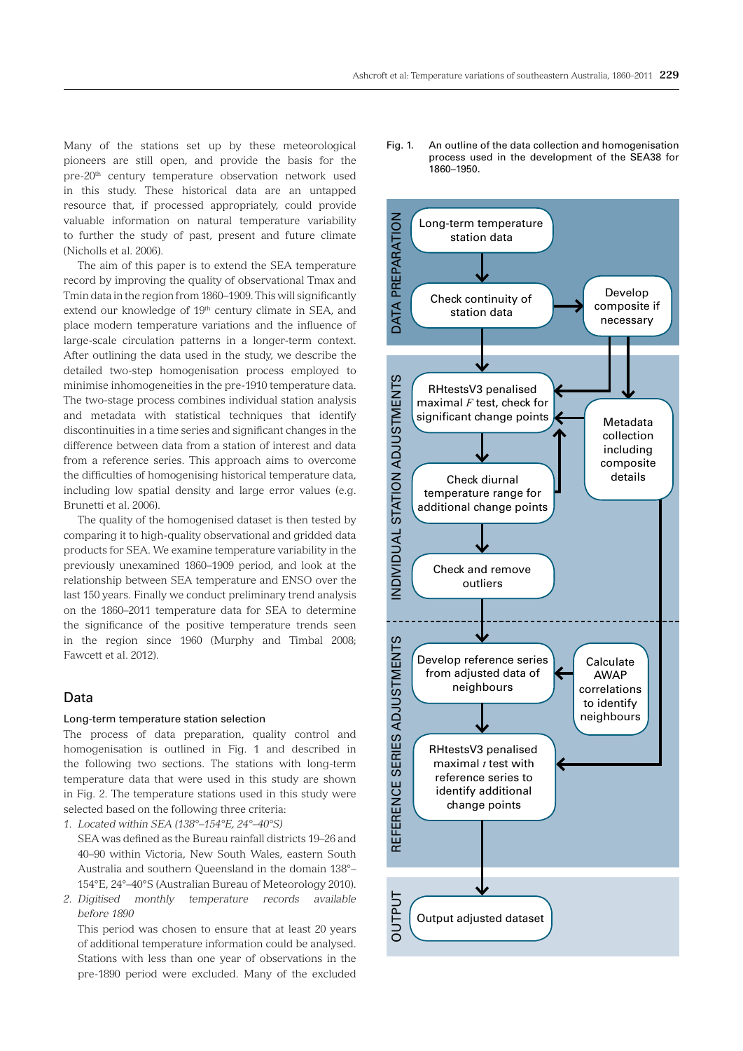Many of the stations set up by these meteorological pioneers are still open, and provide the basis for the pre-20th century temperature observation network used in this study. These historical data are an untapped resource that, if processed appropriately, could provide valuable information on natural temperature variability to further the study of past, present and future climate (Nicholls et al. 2006).

The aim of this paper is to extend the SEA temperature record by improving the quality of observational Tmax and Tmin data in the region from 1860–1909. This will significantly extend our knowledge of 19th century climate in SEA, and place modern temperature variations and the influence of large-scale circulation patterns in a longer-term context. After outlining the data used in the study, we describe the detailed two-step homogenisation process employed to minimise inhomogeneities in the pre-1910 temperature data. The two-stage process combines individual station analysis and metadata with statistical techniques that identify discontinuities in a time series and significant changes in the difference between data from a station of interest and data from a reference series. This approach aims to overcome the difficulties of homogenising historical temperature data, including low spatial density and large error values (e.g. Brunetti et al. 2006).

The quality of the homogenised dataset is then tested by comparing it to high-quality observational and gridded data products for SEA. We examine temperature variability in the previously unexamined 1860–1909 period, and look at the relationship between SEA temperature and ENSO over the last 150 years. Finally we conduct preliminary trend analysis on the 1860–2011 temperature data for SEA to determine the significance of the positive temperature trends seen in the region since 1960 (Murphy and Timbal 2008; Fawcett et al. 2012).

## Data

### Long-term temperature station selection

The process of data preparation, quality control and homogenisation is outlined in Fig. 1 and described in the following two sections. The stations with long-term temperature data that were used in this study are shown in Fig. 2. The temperature stations used in this study were selected based on the following three criteria:

1. *Located within SEA (138°–154°E, 24°–40°S)*

   SEA was defined as the Bureau rainfall districts 19–26 and 40–90 within Victoria, New South Wales, eastern South Australia and southern Queensland in the domain 138°–154°E, 24°–40°S (Australian Bureau of Meteorology 2010).

2. *Digitised monthly temperature records available before 1890*

   This period was chosen to ensure that at least 20 years of additional temperature information could be analysed. Stations with less than one year of observations in the pre-1890 period were excluded. Many of the excluded

Fig. 1. An outline of the data collection and homogenisation process used in the development of the SEA38 for 1860–1950.

**DATA PREPARATION**
- Long-term temperature station data
- Check continuity of station data → Develop composite if necessary

**INDIVIDUAL STATION ADJUSTMENTS**
- RHtestsV3 penalised maximal *F* test, check for significant change points
- Check diurnal temperature range for additional change points
- Check and remove outliers
- Metadata collection including composite details

**REFERENCE SERIES ADJUSTMENTS**
- Develop reference series from adjusted data of neighbours ← Calculate AWAP correlations to identify neighbours
- RHtestsV3 penalised maximal *t* test with reference series to identify additional change points

**OUTPUT**
- Output adjusted dataset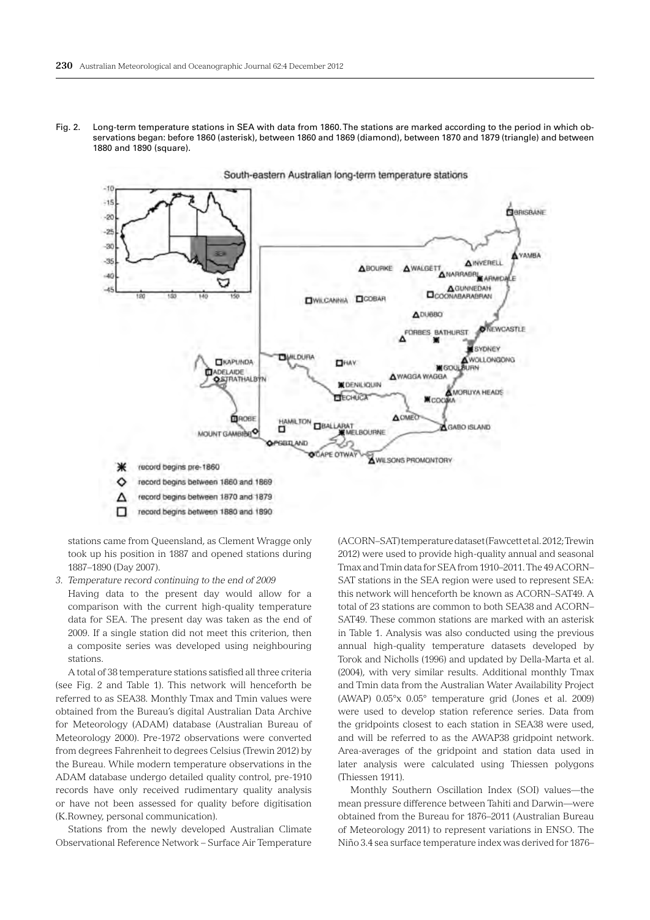Fig. 2. Long-term temperature stations in SEA with data from 1860. The stations are marked according to the period in which observations began: before 1860 (asterisk), between 1860 and 1869 (diamond), between 1870 and 1879 (triangle) and between 1880 and 1890 (square).

stations came from Queensland, as Clement Wragge only took up his position in 1887 and opened stations during 1887–1890 (Day 2007).

3. *Temperature record continuing to the end of 2009*

Having data to the present day would allow for a comparison with the current high-quality temperature data for SEA. The present day was taken as the end of 2009. If a single station did not meet this criterion, then a composite series was developed using neighbouring stations.

A total of 38 temperature stations satisfied all three criteria (see Fig. 2 and Table 1). This network will henceforth be referred to as SEA38. Monthly Tmax and Tmin values were obtained from the Bureau's digital Australian Data Archive for Meteorology (ADAM) database (Australian Bureau of Meteorology 2000). Pre-1972 observations were converted from degrees Fahrenheit to degrees Celsius (Trewin 2012) by the Bureau. While modern temperature observations in the ADAM database undergo detailed quality control, pre-1910 records have only received rudimentary quality analysis or have not been assessed for quality before digitisation (K.Rowney, personal communication).

Stations from the newly developed Australian Climate Observational Reference Network – Surface Air Temperature (ACORN–SAT) temperature dataset (Fawcett et al. 2012; Trewin 2012) were used to provide high-quality annual and seasonal Tmax and Tmin data for SEA from 1910–2011. The 49 ACORN–SAT stations in the SEA region were used to represent SEA: this network will henceforth be known as ACORN–SAT49. A total of 23 stations are common to both SEA38 and ACORN–SAT49. These common stations are marked with an asterisk in Table 1. Analysis was also conducted using the previous annual high-quality temperature datasets developed by Torok and Nicholls (1996) and updated by Della-Marta et al. (2004), with very similar results. Additional monthly Tmax and Tmin data from the Australian Water Availability Project (AWAP) 0.05°x 0.05° temperature grid (Jones et al. 2009) were used to develop station reference series. Data from the gridpoints closest to each station in SEA38 were used, and will be referred to as the AWAP38 gridpoint network. Area-averages of the gridpoint and station data used in later analysis were calculated using Thiessen polygons (Thiessen 1911).

Monthly Southern Oscillation Index (SOI) values—the mean pressure difference between Tahiti and Darwin—were obtained from the Bureau for 1876–2011 (Australian Bureau of Meteorology 2011) to represent variations in ENSO. The Niño 3.4 sea surface temperature index was derived for 1876–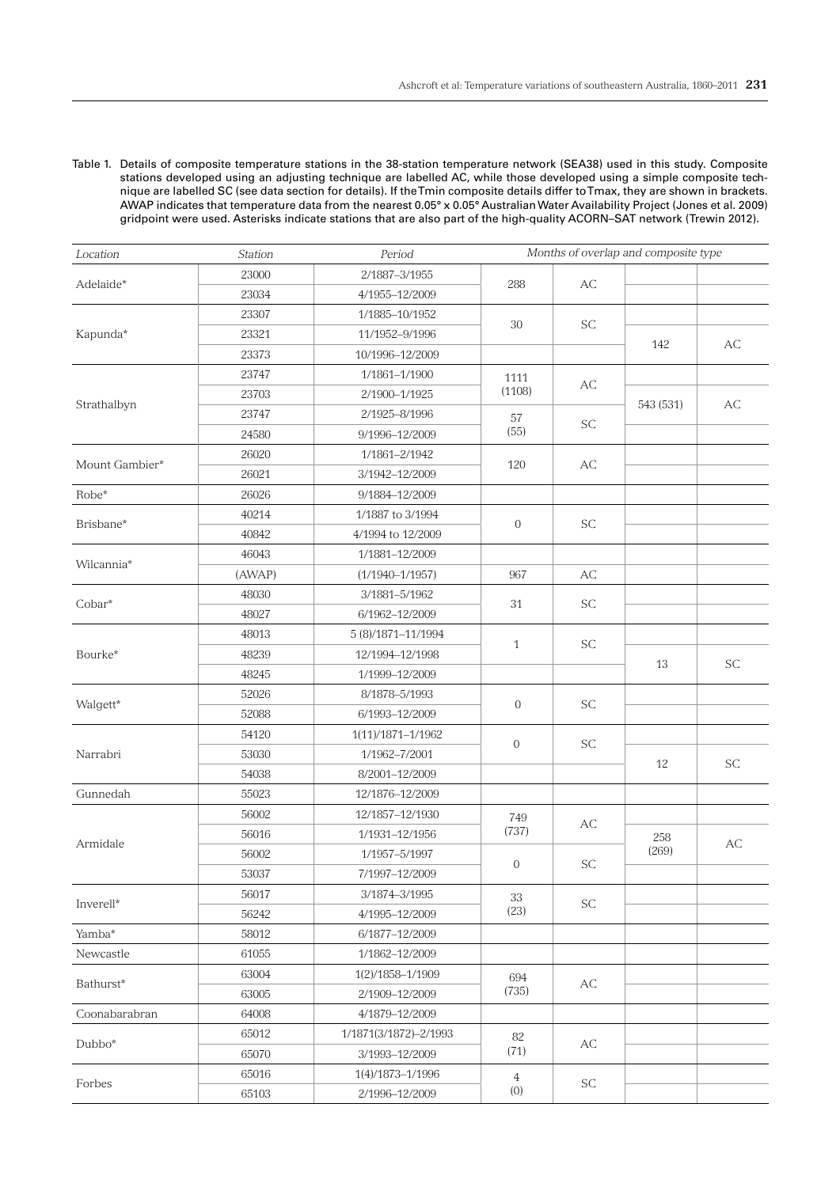Table 1. Details of composite temperature stations in the 38-station temperature network (SEA38) used in this study. Composite stations developed using an adjusting technique are labelled AC, while those developed using a simple composite technique are labelled SC (see data section for details). If the Tmin composite details differ to Tmax, they are shown in brackets. AWAP indicates that temperature data from the nearest 0.05° x 0.05° Australian Water Availability Project (Jones et al. 2009) gridpoint were used. Asterisks indicate stations that are also part of the high-quality ACORN–SAT network (Trewin 2012).

| *Location* | *Station* | *Period* | *Months of overlap and composite type* | | | |
|---|---|---|---|---|---|---|
| Adelaide* | 23000 | 2/1887–3/1955 | 288 | AC | | |
| | 23034 | 4/1955–12/2009 | | | | |
| Kapunda* | 23307 | 1/1885–10/1952 | 30 | SC | | |
| | 23321 | 11/1952–9/1996 | | | 142 | AC |
| | 23373 | 10/1996–12/2009 | | | | |
| Strathalbyn | 23747 | 1/1861–1/1900 | 1111 (1108) | AC | | |
| | 23703 | 2/1900–1/1925 | | | 543 (531) | AC |
| | 23747 | 2/1925–8/1996 | 57 (55) | SC | | |
| | 24580 | 9/1996–12/2009 | | | | |
| Mount Gambier* | 26020 | 1/1861–2/1942 | 120 | AC | | |
| | 26021 | 3/1942–12/2009 | | | | |
| Robe* | 26026 | 9/1884–12/2009 | | | | |
| Brisbane* | 40214 | 1/1887 to 3/1994 | 0 | SC | | |
| | 40842 | 4/1994 to 12/2009 | | | | |
| Wilcannia* | 46043 | 1/1881–12/2009 | | | | |
| | (AWAP) | (1/1940–1/1957) | 967 | AC | | |
| Cobar* | 48030 | 3/1881–5/1962 | 31 | SC | | |
| | 48027 | 6/1962–12/2009 | | | | |
| Bourke* | 48013 | 5 (8)/1871–11/1994 | 1 | SC | | |
| | 48239 | 12/1994–12/1998 | | | 13 | SC |
| | 48245 | 1/1999–12/2009 | | | | |
| Walgett* | 52026 | 8/1878–5/1993 | 0 | SC | | |
| | 52088 | 6/1993–12/2009 | | | | |
| Narrabri | 54120 | 1(11)/1871–1/1962 | 0 | SC | | |
| | 53030 | 1/1962–7/2001 | | | 12 | SC |
| | 54038 | 8/2001–12/2009 | | | | |
| Gunnedah | 55023 | 12/1876–12/2009 | | | | |
| Armidale | 56002 | 12/1857–12/1930 | 749 (737) | AC | | |
| | 56016 | 1/1931–12/1956 | | | 258 (269) | AC |
| | 56002 | 1/1957–5/1997 | 0 | SC | | |
| | 53037 | 7/1997–12/2009 | | | | |
| Inverell* | 56017 | 3/1874–3/1995 | 33 (23) | SC | | |
| | 56242 | 4/1995–12/2009 | | | | |
| Yamba* | 58012 | 6/1877–12/2009 | | | | |
| Newcastle | 61055 | 1/1862–12/2009 | | | | |
| Bathurst* | 63004 | 1(2)/1858–1/1909 | 694 (735) | AC | | |
| | 63005 | 2/1909–12/2009 | | | | |
| Coonabarabran | 64008 | 4/1879–12/2009 | | | | |
| Dubbo* | 65012 | 1/1871(3/1872)–2/1993 | 82 (71) | AC | | |
| | 65070 | 3/1993–12/2009 | | | | |
| Forbes | 65016 | 1(4)/1873–1/1996 | 4 (0) | SC | | |
| | 65103 | 2/1996–12/2009 | | | | |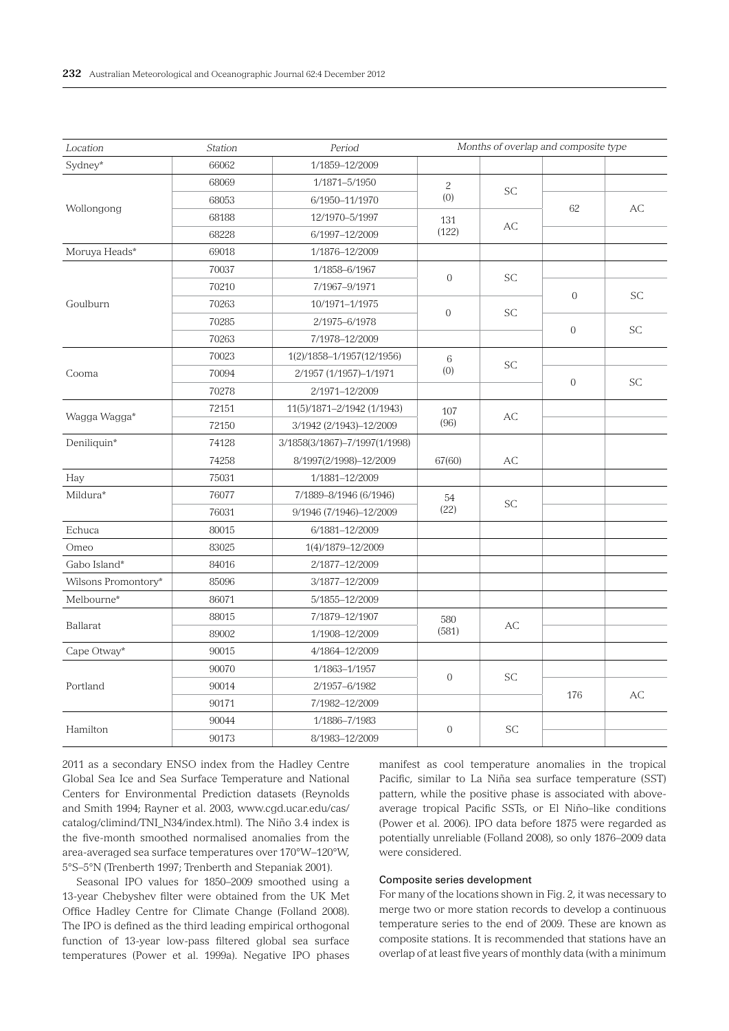| Location | Station | Period | Months of overlap and composite type | | | |
|---|---|---|---|---|---|---|
| Sydney* | 66062 | 1/1859–12/2009 | | | | |
| Wollongong | 68069 | 1/1871–5/1950 | 2 (0) | SC | 62 | AC |
| | 68053 | 6/1950–11/1970 | | | | |
| | 68188 | 12/1970–5/1997 | 131 (122) | AC | | |
| | 68228 | 6/1997–12/2009 | | | | |
| Moruya Heads* | 69018 | 1/1876–12/2009 | | | | |
| Goulburn | 70037 | 1/1858–6/1967 | 0 | SC | 0 | SC |
| | 70210 | 7/1967–9/1971 | | | | |
| | 70263 | 10/1971–1/1975 | 0 | SC | 0 | SC |
| | 70285 | 2/1975–6/1978 | | | | |
| | 70263 | 7/1978–12/2009 | | | | |
| Cooma | 70023 | 1(2)/1858–1/1957(12/1956) | 6 (0) | SC | 0 | SC |
| | 70094 | 2/1957 (1/1957)–1/1971 | | | | |
| | 70278 | 2/1971–12/2009 | | | | |
| Wagga Wagga* | 72151 | 11(5)/1871–2/1942 (1/1943) | 107 (96) | AC | | |
| | 72150 | 3/1942 (2/1943)–12/2009 | | | | |
| Deniliquin* | 74128 | 3/1858(3/1867)–7/1997(1/1998) | | | | |
| | 74258 | 8/1997(2/1998)–12/2009 | 67(60) | AC | | |
| Hay | 75031 | 1/1881–12/2009 | | | | |
| Mildura* | 76077 | 7/1889–8/1946 (6/1946) | 54 (22) | SC | | |
| | 76031 | 9/1946 (7/1946)–12/2009 | | | | |
| Echuca | 80015 | 6/1881–12/2009 | | | | |
| Omeo | 83025 | 1(4)/1879–12/2009 | | | | |
| Gabo Island* | 84016 | 2/1877–12/2009 | | | | |
| Wilsons Promontory* | 85096 | 3/1877–12/2009 | | | | |
| Melbourne* | 86071 | 5/1855–12/2009 | | | | |
| Ballarat | 88015 | 7/1879–12/1907 | 580 (581) | AC | | |
| | 89002 | 1/1908–12/2009 | | | | |
| Cape Otway* | 90015 | 4/1864–12/2009 | | | | |
| Portland | 90070 | 1/1863–1/1957 | 0 | SC | 176 | AC |
| | 90014 | 2/1957–6/1982 | | | | |
| | 90171 | 7/1982–12/2009 | | | | |
| Hamilton | 90044 | 1/1886–7/1983 | 0 | SC | | |
| | 90173 | 8/1983–12/2009 | | | | |

2011 as a secondary ENSO index from the Hadley Centre Global Sea Ice and Sea Surface Temperature and National Centers for Environmental Prediction datasets (Reynolds and Smith 1994; Rayner et al. 2003, www.cgd.ucar.edu/cas/catalog/climind/TNI_N34/index.html). The Niño 3.4 index is the five-month smoothed normalised anomalies from the area-averaged sea surface temperatures over 170°W–120°W, 5°S–5°N (Trenberth 1997; Trenberth and Stepaniak 2001).

Seasonal IPO values for 1850–2009 smoothed using a 13-year Chebyshev filter were obtained from the UK Met Office Hadley Centre for Climate Change (Folland 2008). The IPO is defined as the third leading empirical orthogonal function of 13-year low-pass filtered global sea surface temperatures (Power et al. 1999a). Negative IPO phases manifest as cool temperature anomalies in the tropical Pacific, similar to La Niña sea surface temperature (SST) pattern, while the positive phase is associated with above-average tropical Pacific SSTs, or El Niño–like conditions (Power et al. 2006). IPO data before 1875 were regarded as potentially unreliable (Folland 2008), so only 1876–2009 data were considered.

### Composite series development

For many of the locations shown in Fig. 2, it was necessary to merge two or more station records to develop a continuous temperature series to the end of 2009. These are known as composite stations. It is recommended that stations have an overlap of at least five years of monthly data (with a minimum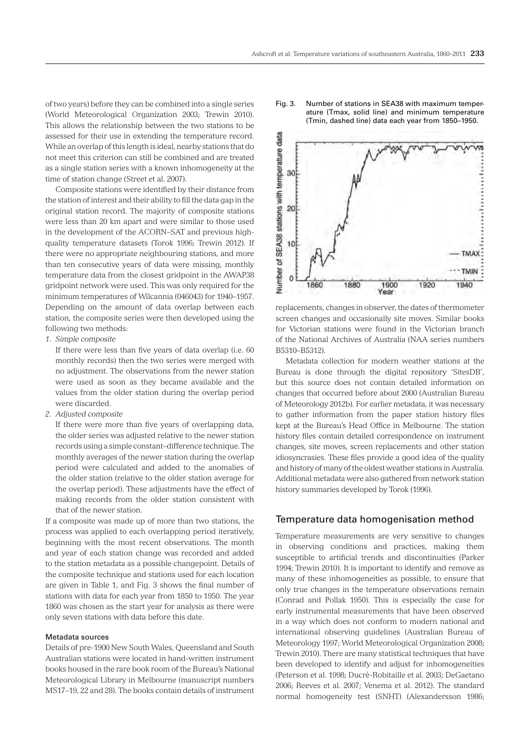of two years) before they can be combined into a single series (World Meteorological Organization 2003; Trewin 2010). This allows the relationship between the two stations to be assessed for their use in extending the temperature record. While an overlap of this length is ideal, nearby stations that do not meet this criterion can still be combined and are treated as a single station series with a known inhomogeneity at the time of station change (Street et al. 2007).

Composite stations were identified by their distance from the station of interest and their ability to fill the data gap in the original station record. The majority of composite stations were less than 20 km apart and were similar to those used in the development of the ACORN–SAT and previous high-quality temperature datasets (Torok 1996; Trewin 2012). If there were no appropriate neighbouring stations, and more than ten consecutive years of data were missing, monthly temperature data from the closest gridpoint in the AWAP38 gridpoint network were used. This was only required for the minimum temperatures of Wilcannia (046043) for 1940–1957. Depending on the amount of data overlap between each station, the composite series were then developed using the following two methods:

1. *Simple composite*

   If there were less than five years of data overlap (i.e. 60 monthly records) then the two series were merged with no adjustment. The observations from the newer station were used as soon as they became available and the values from the older station during the overlap period were discarded.

2. *Adjusted composite*

   If there were more than five years of overlapping data, the older series was adjusted relative to the newer station records using a simple constant–difference technique. The monthly averages of the newer station during the overlap period were calculated and added to the anomalies of the older station (relative to the older station average for the overlap period). These adjustments have the effect of making records from the older station consistent with that of the newer station.

If a composite was made up of more than two stations, the process was applied to each overlapping period iteratively, beginning with the most recent observations. The month and year of each station change was recorded and added to the station metadata as a possible changepoint. Details of the composite technique and stations used for each location are given in Table 1, and Fig. 3 shows the final number of stations with data for each year from 1850 to 1950. The year 1860 was chosen as the start year for analysis as there were only seven stations with data before this date.

### Metadata sources

Details of pre-1900 New South Wales, Queensland and South Australian stations were located in hand-written instrument books housed in the rare book room of the Bureau's National Meteorological Library in Melbourne (manuscript numbers MS17–19, 22 and 28). The books contain details of instrument replacements, changes in observer, the dates of thermometer screen changes and occasionally site moves. Similar books for Victorian stations were found in the Victorian branch of the National Archives of Australia (NAA series numbers B5310–B5312).

Fig. 3. Number of stations in SEA38 with maximum temperature (Tmax, solid line) and minimum temperature (Tmin, dashed line) data each year from 1850–1950.

Metadata collection for modern weather stations at the Bureau is done through the digital repository 'SitesDB', but this source does not contain detailed information on changes that occurred before about 2000 (Australian Bureau of Meteorology 2012b). For earlier metadata, it was necessary to gather information from the paper station history files kept at the Bureau's Head Office in Melbourne. The station history files contain detailed correspondence on instrument changes, site moves, screen replacements and other station idiosyncrasies. These files provide a good idea of the quality and history of many of the oldest weather stations in Australia. Additional metadata were also gathered from network station history summaries developed by Torok (1996).

## Temperature data homogenisation method

Temperature measurements are very sensitive to changes in observing conditions and practices, making them susceptible to artificial trends and discontinuities (Parker 1994; Trewin 2010). It is important to identify and remove as many of these inhomogeneities as possible, to ensure that only true changes in the temperature observations remain (Conrad and Pollak 1950). This is especially the case for early instrumental measurements that have been observed in a way which does not conform to modern national and international observing guidelines (Australian Bureau of Meteorology 1997; World Meteorological Organization 2008; Trewin 2010). There are many statistical techniques that have been developed to identify and adjust for inhomogeneities (Peterson et al. 1998; Ducrè-Robitaille et al. 2003; DeGaetano 2006; Reeves et al. 2007; Venema et al. 2012). The standard normal homogeneity test (SNHT) (Alexandersson 1986;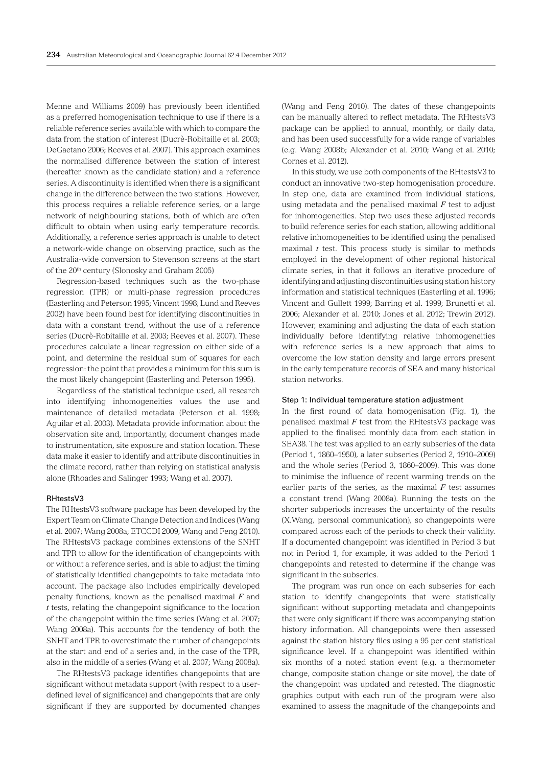Menne and Williams 2009) has previously been identified as a preferred homogenisation technique to use if there is a reliable reference series available with which to compare the data from the station of interest (Ducrè-Robitaille et al. 2003; DeGaetano 2006; Reeves et al. 2007). This approach examines the normalised difference between the station of interest (hereafter known as the candidate station) and a reference series. A discontinuity is identified when there is a significant change in the difference between the two stations. However, this process requires a reliable reference series, or a large network of neighbouring stations, both of which are often difficult to obtain when using early temperature records. Additionally, a reference series approach is unable to detect a network-wide change on observing practice, such as the Australia-wide conversion to Stevenson screens at the start of the 20th century (Slonosky and Graham 2005)

Regression-based techniques such as the two-phase regression (TPR) or multi-phase regression procedures (Easterling and Peterson 1995; Vincent 1998; Lund and Reeves 2002) have been found best for identifying discontinuities in data with a constant trend, without the use of a reference series (Ducrè-Robitaille et al. 2003; Reeves et al. 2007). These procedures calculate a linear regression on either side of a point, and determine the residual sum of squares for each regression: the point that provides a minimum for this sum is the most likely changepoint (Easterling and Peterson 1995).

Regardless of the statistical technique used, all research into identifying inhomogeneities values the use and maintenance of detailed metadata (Peterson et al. 1998; Aguilar et al. 2003). Metadata provide information about the observation site and, importantly, document changes made to instrumentation, site exposure and station location. These data make it easier to identify and attribute discontinuities in the climate record, rather than relying on statistical analysis alone (Rhoades and Salinger 1993; Wang et al. 2007).

### RHtestsV3

The RHtestsV3 software package has been developed by the Expert Team on Climate Change Detection and Indices (Wang et al. 2007; Wang 2008a; ETCCDI 2009; Wang and Feng 2010). The RHtestsV3 package combines extensions of the SNHT and TPR to allow for the identification of changepoints with or without a reference series, and is able to adjust the timing of statistically identified changepoints to take metadata into account. The package also includes empirically developed penalty functions, known as the penalised maximal *F* and *t* tests, relating the changepoint significance to the location of the changepoint within the time series (Wang et al. 2007; Wang 2008a). This accounts for the tendency of both the SNHT and TPR to overestimate the number of changepoints at the start and end of a series and, in the case of the TPR, also in the middle of a series (Wang et al. 2007; Wang 2008a).

The RHtestsV3 package identifies changepoints that are significant without metadata support (with respect to a user-defined level of significance) and changepoints that are only significant if they are supported by documented changes (Wang and Feng 2010). The dates of these changepoints can be manually altered to reflect metadata. The RHtestsV3 package can be applied to annual, monthly, or daily data, and has been used successfully for a wide range of variables (e.g. Wang 2008b; Alexander et al. 2010; Wang et al. 2010; Cornes et al. 2012).

In this study, we use both components of the RHtestsV3 to conduct an innovative two-step homogenisation procedure. In step one, data are examined from individual stations, using metadata and the penalised maximal *F* test to adjust for inhomogeneities. Step two uses these adjusted records to build reference series for each station, allowing additional relative inhomogeneities to be identified using the penalised maximal *t* test. This process study is similar to methods employed in the development of other regional historical climate series, in that it follows an iterative procedure of identifying and adjusting discontinuities using station history information and statistical techniques (Easterling et al. 1996; Vincent and Gullett 1999; Barring et al. 1999; Brunetti et al. 2006; Alexander et al. 2010; Jones et al. 2012; Trewin 2012). However, examining and adjusting the data of each station individually before identifying relative inhomogeneities with reference series is a new approach that aims to overcome the low station density and large errors present in the early temperature records of SEA and many historical station networks.

### Step 1: Individual temperature station adjustment

In the first round of data homogenisation (Fig. 1), the penalised maximal *F* test from the RHtestsV3 package was applied to the finalised monthly data from each station in SEA38. The test was applied to an early subseries of the data (Period 1, 1860–1950), a later subseries (Period 2, 1910–2009) and the whole series (Period 3, 1860–2009). This was done to minimise the influence of recent warming trends on the earlier parts of the series, as the maximal *F* test assumes a constant trend (Wang 2008a). Running the tests on the shorter subperiods increases the uncertainty of the results (X.Wang, personal communication), so changepoints were compared across each of the periods to check their validity. If a documented changepoint was identified in Period 3 but not in Period 1, for example, it was added to the Period 1 changepoints and retested to determine if the change was significant in the subseries.

The program was run once on each subseries for each station to identify changepoints that were statistically significant without supporting metadata and changepoints that were only significant if there was accompanying station history information. All changepoints were then assessed against the station history files using a 95 per cent statistical significance level. If a changepoint was identified within six months of a noted station event (e.g. a thermometer change, composite station change or site move), the date of the changepoint was updated and retested. The diagnostic graphics output with each run of the program were also examined to assess the magnitude of the changepoints and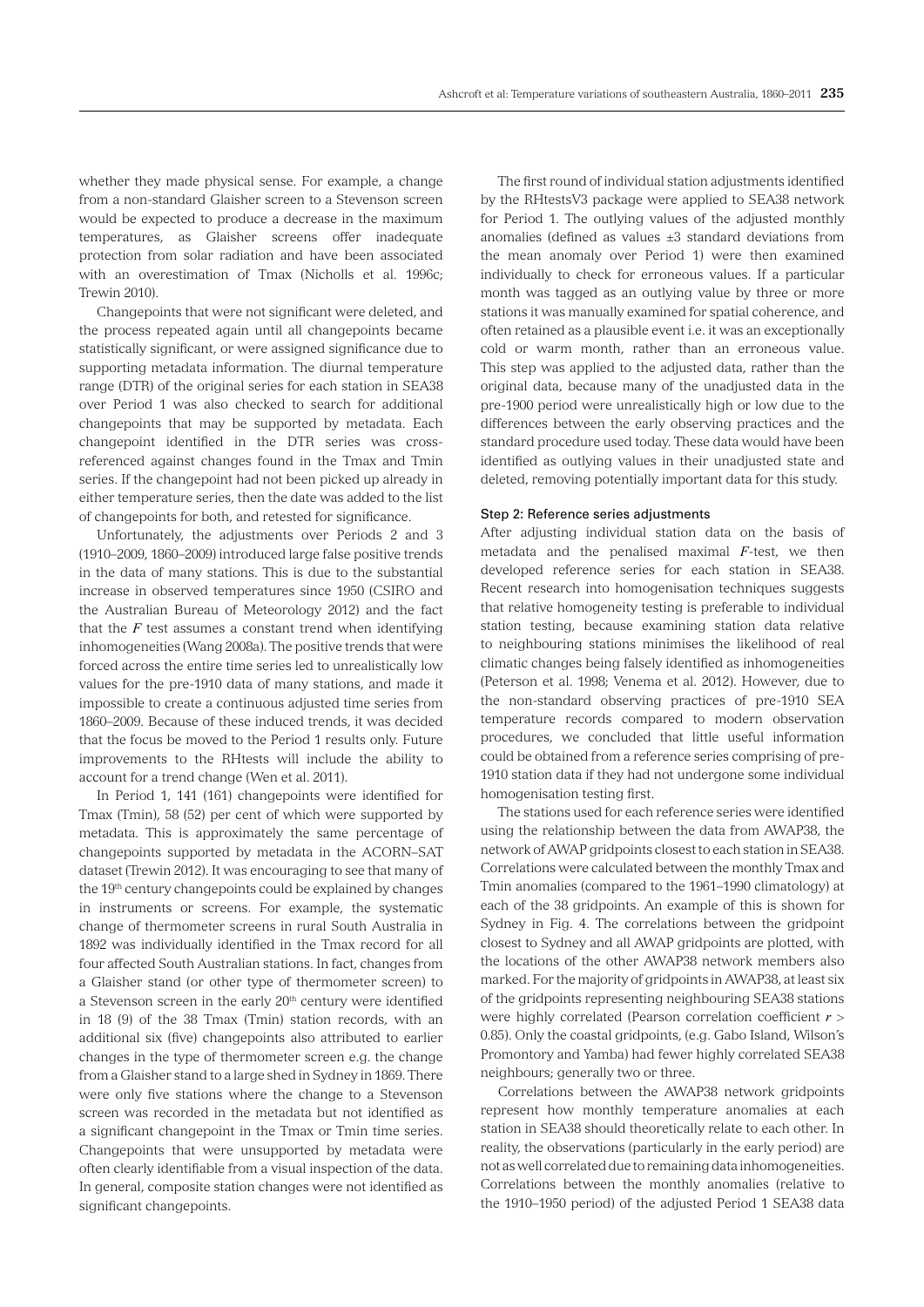whether they made physical sense. For example, a change from a non-standard Glaisher screen to a Stevenson screen would be expected to produce a decrease in the maximum temperatures, as Glaisher screens offer inadequate protection from solar radiation and have been associated with an overestimation of Tmax (Nicholls et al. 1996c; Trewin 2010).

Changepoints that were not significant were deleted, and the process repeated again until all changepoints became statistically significant, or were assigned significance due to supporting metadata information. The diurnal temperature range (DTR) of the original series for each station in SEA38 over Period 1 was also checked to search for additional changepoints that may be supported by metadata. Each changepoint identified in the DTR series was cross-referenced against changes found in the Tmax and Tmin series. If the changepoint had not been picked up already in either temperature series, then the date was added to the list of changepoints for both, and retested for significance.

Unfortunately, the adjustments over Periods 2 and 3 (1910–2009, 1860–2009) introduced large false positive trends in the data of many stations. This is due to the substantial increase in observed temperatures since 1950 (CSIRO and the Australian Bureau of Meteorology 2012) and the fact that the $F$ test assumes a constant trend when identifying inhomogeneities (Wang 2008a). The positive trends that were forced across the entire time series led to unrealistically low values for the pre-1910 data of many stations, and made it impossible to create a continuous adjusted time series from 1860–2009. Because of these induced trends, it was decided that the focus be moved to the Period 1 results only. Future improvements to the RHtests will include the ability to account for a trend change (Wen et al. 2011).

In Period 1, 141 (161) changepoints were identified for Tmax (Tmin), 58 (52) per cent of which were supported by metadata. This is approximately the same percentage of changepoints supported by metadata in the ACORN–SAT dataset (Trewin 2012). It was encouraging to see that many of the 19th century changepoints could be explained by changes in instruments or screens. For example, the systematic change of thermometer screens in rural South Australia in 1892 was individually identified in the Tmax record for all four affected South Australian stations. In fact, changes from a Glaisher stand (or other type of thermometer screen) to a Stevenson screen in the early 20th century were identified in 18 (9) of the 38 Tmax (Tmin) station records, with an additional six (five) changepoints also attributed to earlier changes in the type of thermometer screen e.g. the change from a Glaisher stand to a large shed in Sydney in 1869. There were only five stations where the change to a Stevenson screen was recorded in the metadata but not identified as a significant changepoint in the Tmax or Tmin time series. Changepoints that were unsupported by metadata were often clearly identifiable from a visual inspection of the data. In general, composite station changes were not identified as significant changepoints.

The first round of individual station adjustments identified by the RHtestsV3 package were applied to SEA38 network for Period 1. The outlying values of the adjusted monthly anomalies (defined as values ±3 standard deviations from the mean anomaly over Period 1) were then examined individually to check for erroneous values. If a particular month was tagged as an outlying value by three or more stations it was manually examined for spatial coherence, and often retained as a plausible event i.e. it was an exceptionally cold or warm month, rather than an erroneous value. This step was applied to the adjusted data, rather than the original data, because many of the unadjusted data in the pre-1900 period were unrealistically high or low due to the differences between the early observing practices and the standard procedure used today. These data would have been identified as outlying values in their unadjusted state and deleted, removing potentially important data for this study.

#### Step 2: Reference series adjustments

After adjusting individual station data on the basis of metadata and the penalised maximal $F$-test, we then developed reference series for each station in SEA38. Recent research into homogenisation techniques suggests that relative homogeneity testing is preferable to individual station testing, because examining station data relative to neighbouring stations minimises the likelihood of real climatic changes being falsely identified as inhomogeneities (Peterson et al. 1998; Venema et al. 2012). However, due to the non-standard observing practices of pre-1910 SEA temperature records compared to modern observation procedures, we concluded that little useful information could be obtained from a reference series comprising of pre-1910 station data if they had not undergone some individual homogenisation testing first.

The stations used for each reference series were identified using the relationship between the data from AWAP38, the network of AWAP gridpoints closest to each station in SEA38. Correlations were calculated between the monthly Tmax and Tmin anomalies (compared to the 1961–1990 climatology) at each of the 38 gridpoints. An example of this is shown for Sydney in Fig. 4. The correlations between the gridpoint closest to Sydney and all AWAP gridpoints are plotted, with the locations of the other AWAP38 network members also marked. For the majority of gridpoints in AWAP38, at least six of the gridpoints representing neighbouring SEA38 stations were highly correlated (Pearson correlation coefficient $r > 0.85$). Only the coastal gridpoints, (e.g. Gabo Island, Wilson's Promontory and Yamba) had fewer highly correlated SEA38 neighbours; generally two or three.

Correlations between the AWAP38 network gridpoints represent how monthly temperature anomalies at each station in SEA38 should theoretically relate to each other. In reality, the observations (particularly in the early period) are not as well correlated due to remaining data inhomogeneities. Correlations between the monthly anomalies (relative to the 1910–1950 period) of the adjusted Period 1 SEA38 data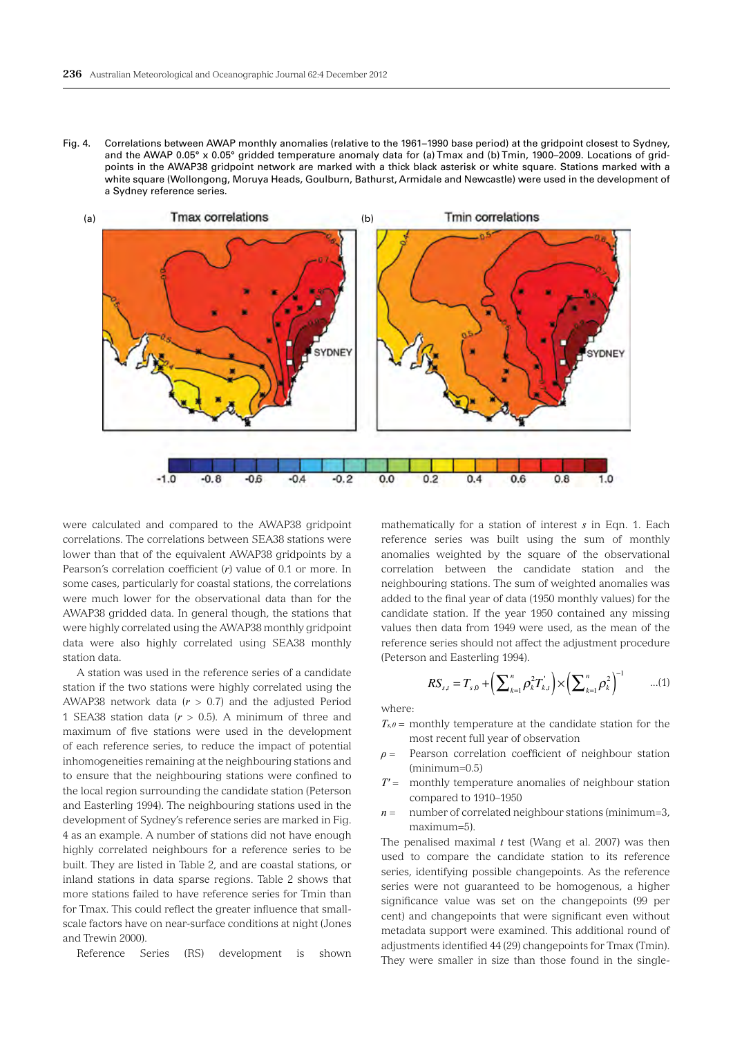Fig. 4. Correlations between AWAP monthly anomalies (relative to the 1961–1990 base period) at the gridpoint closest to Sydney, and the AWAP 0.05° x 0.05° gridded temperature anomaly data for (a) Tmax and (b) Tmin, 1900–2009. Locations of gridpoints in the AWAP38 gridpoint network are marked with a thick black asterisk or white square. Stations marked with a white square (Wollongong, Moruya Heads, Goulburn, Bathurst, Armidale and Newcastle) were used in the development of a Sydney reference series.

were calculated and compared to the AWAP38 gridpoint correlations. The correlations between SEA38 stations were lower than that of the equivalent AWAP38 gridpoints by a Pearson's correlation coefficient (*r*) value of 0.1 or more. In some cases, particularly for coastal stations, the correlations were much lower for the observational data than for the AWAP38 gridded data. In general though, the stations that were highly correlated using the AWAP38 monthly gridpoint data were also highly correlated using SEA38 monthly station data.

A station was used in the reference series of a candidate station if the two stations were highly correlated using the AWAP38 network data ($r > 0.7$) and the adjusted Period 1 SEA38 station data ($r > 0.5$). A minimum of three and maximum of five stations were used in the development of each reference series, to reduce the impact of potential inhomogeneities remaining at the neighbouring stations and to ensure that the neighbouring stations were confined to the local region surrounding the candidate station (Peterson and Easterling 1994). The neighbouring stations used in the development of Sydney's reference series are marked in Fig. 4 as an example. A number of stations did not have enough highly correlated neighbours for a reference series to be built. They are listed in Table 2, and are coastal stations, or inland stations in data sparse regions. Table 2 shows that more stations failed to have reference series for Tmin than for Tmax. This could reflect the greater influence that small-scale factors have on near-surface conditions at night (Jones and Trewin 2000).

Reference Series (RS) development is shown mathematically for a station of interest *s* in Eqn. 1. Each reference series was built using the sum of monthly anomalies weighted by the square of the observational correlation between the candidate station and the neighbouring stations. The sum of weighted anomalies was added to the final year of data (1950 monthly values) for the candidate station. If the year 1950 contained any missing values then data from 1949 were used, as the mean of the reference series should not affect the adjustment procedure (Peterson and Easterling 1994).

$$RS_{s,t} = T_{s,0} + \left(\sum_{k=1}^{n} \rho_k^2 T'_{k,t}\right) \times \left(\sum_{k=1}^{n} \rho_k^2\right)^{-1} \qquad \text{...(1)}$$

where:

- $T_{s,0}$ = monthly temperature at the candidate station for the most recent full year of observation
- $\rho$ = Pearson correlation coefficient of neighbour station (minimum=0.5)
- $T'$ = monthly temperature anomalies of neighbour station compared to 1910–1950
- $n$ = number of correlated neighbour stations (minimum=3, maximum=5).

The penalised maximal *t* test (Wang et al. 2007) was then used to compare the candidate station to its reference series, identifying possible changepoints. As the reference series were not guaranteed to be homogenous, a higher significance value was set on the changepoints (99 per cent) and changepoints that were significant even without metadata support were examined. This additional round of adjustments identified 44 (29) changepoints for Tmax (Tmin). They were smaller in size than those found in the single-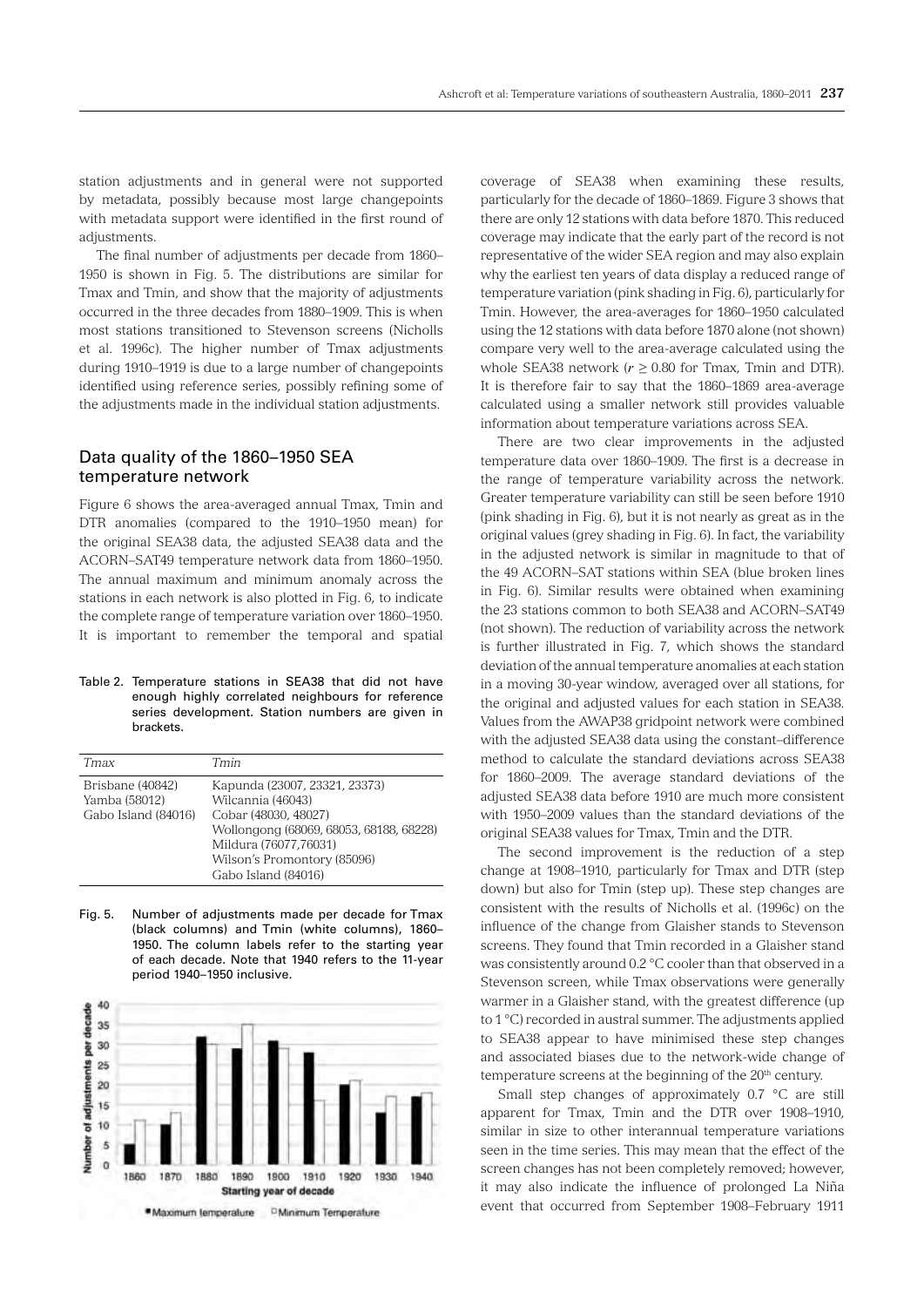station adjustments and in general were not supported by metadata, possibly because most large changepoints with metadata support were identified in the first round of adjustments.

The final number of adjustments per decade from 1860–1950 is shown in Fig. 5. The distributions are similar for Tmax and Tmin, and show that the majority of adjustments occurred in the three decades from 1880–1909. This is when most stations transitioned to Stevenson screens (Nicholls et al. 1996c). The higher number of Tmax adjustments during 1910–1919 is due to a large number of changepoints identified using reference series, possibly refining some of the adjustments made in the individual station adjustments.

## Data quality of the 1860–1950 SEA temperature network

Figure 6 shows the area-averaged annual Tmax, Tmin and DTR anomalies (compared to the 1910–1950 mean) for the original SEA38 data, the adjusted SEA38 data and the ACORN–SAT49 temperature network data from 1860–1950. The annual maximum and minimum anomaly across the stations in each network is also plotted in Fig. 6, to indicate the complete range of temperature variation over 1860–1950. It is important to remember the temporal and spatial coverage of SEA38 when examining these results, particularly for the decade of 1860–1869. Figure 3 shows that there are only 12 stations with data before 1870. This reduced coverage may indicate that the early part of the record is not representative of the wider SEA region and may also explain why the earliest ten years of data display a reduced range of temperature variation (pink shading in Fig. 6), particularly for Tmin. However, the area-averages for 1860–1950 calculated using the 12 stations with data before 1870 alone (not shown) compare very well to the area-average calculated using the whole SEA38 network ($r \geq 0.80$ for Tmax, Tmin and DTR). It is therefore fair to say that the 1860–1869 area-average calculated using a smaller network still provides valuable information about temperature variations across SEA.

There are two clear improvements in the adjusted temperature data over 1860–1909. The first is a decrease in the range of temperature variability across the network. Greater temperature variability can still be seen before 1910 (pink shading in Fig. 6), but it is not nearly as great as in the original values (grey shading in Fig. 6). In fact, the variability in the adjusted network is similar in magnitude to that of the 49 ACORN–SAT stations within SEA (blue broken lines in Fig. 6). Similar results were obtained when examining the 23 stations common to both SEA38 and ACORN–SAT49 (not shown). The reduction of variability across the network is further illustrated in Fig. 7, which shows the standard deviation of the annual temperature anomalies at each station in a moving 30-year window, averaged over all stations, for the original and adjusted values for each station in SEA38. Values from the AWAP38 gridpoint network were combined with the adjusted SEA38 data using the constant–difference method to calculate the standard deviations across SEA38 for 1860–2009. The average standard deviations of the adjusted SEA38 data before 1910 are much more consistent with 1950–2009 values than the standard deviations of the original SEA38 values for Tmax, Tmin and the DTR.

The second improvement is the reduction of a step change at 1908–1910, particularly for Tmax and DTR (step down) but also for Tmin (step up). These step changes are consistent with the results of Nicholls et al. (1996c) on the influence of the change from Glaisher stands to Stevenson screens. They found that Tmin recorded in a Glaisher stand was consistently around 0.2 °C cooler than that observed in a Stevenson screen, while Tmax observations were generally warmer in a Glaisher stand, with the greatest difference (up to 1 °C) recorded in austral summer. The adjustments applied to SEA38 appear to have minimised these step changes and associated biases due to the network-wide change of temperature screens at the beginning of the 20th century.

Small step changes of approximately 0.7 °C are still apparent for Tmax, Tmin and the DTR over 1908–1910, similar in size to other interannual temperature variations seen in the time series. This may mean that the effect of the screen changes has not been completely removed; however, it may also indicate the influence of prolonged La Niña event that occurred from September 1908–February 1911

Table 2. Temperature stations in SEA38 that did not have enough highly correlated neighbours for reference series development. Station numbers are given in brackets.

| *Tmax* | *Tmin* |
|---|---|
| Brisbane (40842) | Kapunda (23007, 23321, 23373) |
| Yamba (58012) | Wilcannia (46043) |
| Gabo Island (84016) | Cobar (48030, 48027) |
| | Wollongong (68069, 68053, 68188, 68228) |
| | Mildura (76077,76031) |
| | Wilson's Promontory (85096) |
| | Gabo Island (84016) |

Fig. 5. Number of adjustments made per decade for Tmax (black columns) and Tmin (white columns), 1860–1950. The column labels refer to the starting year of each decade. Note that 1940 refers to the 11-year period 1940–1950 inclusive.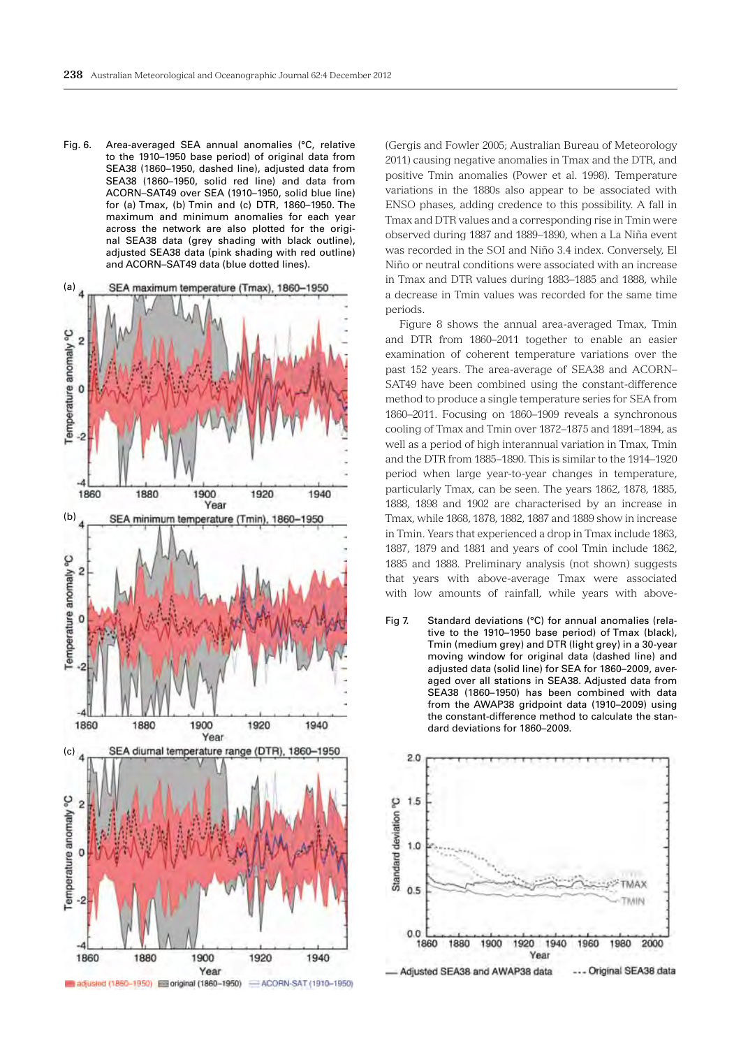Fig. 6. Area-averaged SEA annual anomalies (°C, relative to the 1910–1950 base period) of original data from SEA38 (1860–1950, dashed line), adjusted data from SEA38 (1860–1950, solid red line) and data from ACORN–SAT49 over SEA (1910–1950, solid blue line) for (a) Tmax, (b) Tmin and (c) DTR, 1860–1950. The maximum and minimum anomalies for each year across the network are also plotted for the original SEA38 data (grey shading with black outline), adjusted SEA38 data (pink shading with red outline) and ACORN–SAT49 data (blue dotted lines).

(Gergis and Fowler 2005; Australian Bureau of Meteorology 2011) causing negative anomalies in Tmax and the DTR, and positive Tmin anomalies (Power et al. 1998). Temperature variations in the 1880s also appear to be associated with ENSO phases, adding credence to this possibility. A fall in Tmax and DTR values and a corresponding rise in Tmin were observed during 1887 and 1889–1890, when a La Niña event was recorded in the SOI and Niño 3.4 index. Conversely, El Niño or neutral conditions were associated with an increase in Tmax and DTR values during 1883–1885 and 1888, while a decrease in Tmin values was recorded for the same time periods.

Figure 8 shows the annual area-averaged Tmax, Tmin and DTR from 1860–2011 together to enable an easier examination of coherent temperature variations over the past 152 years. The area-average of SEA38 and ACORN–SAT49 have been combined using the constant-difference method to produce a single temperature series for SEA from 1860–2011. Focusing on 1860–1909 reveals a synchronous cooling of Tmax and Tmin over 1872–1875 and 1891–1894, as well as a period of high interannual variation in Tmax, Tmin and the DTR from 1885–1890. This is similar to the 1914–1920 period when large year-to-year changes in temperature, particularly Tmax, can be seen. The years 1862, 1878, 1885, 1888, 1898 and 1902 are characterised by an increase in Tmax, while 1868, 1878, 1882, 1887 and 1889 show in increase in Tmin. Years that experienced a drop in Tmax include 1863, 1887, 1879 and 1881 and years of cool Tmin include 1862, 1885 and 1888. Preliminary analysis (not shown) suggests that years with above-average Tmax were associated with low amounts of rainfall, while years with above-

Fig 7. Standard deviations (°C) for annual anomalies (relative to the 1910–1950 base period) of Tmax (black), Tmin (medium grey) and DTR (light grey) in a 30-year moving window for original data (dashed line) and adjusted data (solid line) for SEA for 1860–2009, averaged over all stations in SEA38. Adjusted data from SEA38 (1860–1950) has been combined with data from the AWAP38 gridpoint data (1910–2009) using the constant-difference method to calculate the standard deviations for 1860–2009.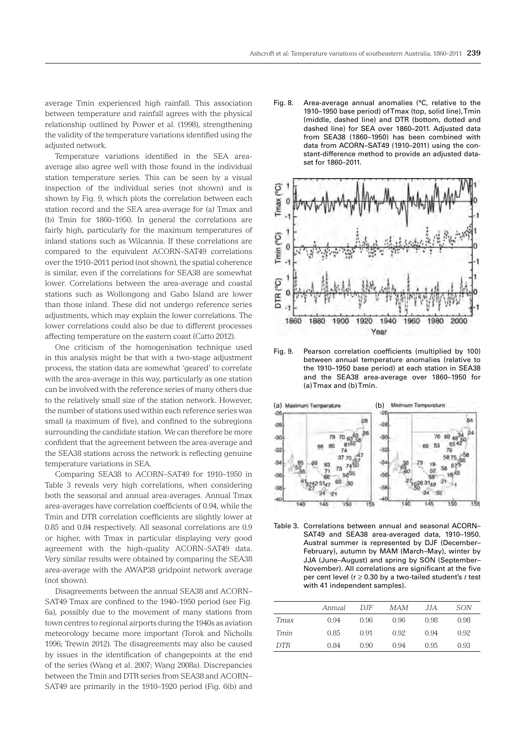average Tmin experienced high rainfall. This association between temperature and rainfall agrees with the physical relationship outlined by Power et al. (1998), strengthening the validity of the temperature variations identified using the adjusted network.

Temperature variations identified in the SEA area-average also agree well with those found in the individual station temperature series. This can be seen by a visual inspection of the individual series (not shown) and is shown by Fig. 9, which plots the correlation between each station record and the SEA area-average for (a) Tmax and (b) Tmin for 1860–1950. In general the correlations are fairly high, particularly for the maximum temperatures of inland stations such as Wilcannia. If these correlations are compared to the equivalent ACORN–SAT49 correlations over the 1910–2011 period (not shown), the spatial coherence is similar, even if the correlations for SEA38 are somewhat lower. Correlations between the area-average and coastal stations such as Wollongong and Gabo Island are lower than those inland. These did not undergo reference series adjustments, which may explain the lower correlations. The lower correlations could also be due to different processes affecting temperature on the eastern coast (Catto 2012).

One criticism of the homogenisation technique used in this analysis might be that with a two-stage adjustment process, the station data are somewhat 'geared' to correlate with the area-average in this way, particularly as one station can be involved with the reference series of many others due to the relatively small size of the station network. However, the number of stations used within each reference series was small (a maximum of five), and confined to the subregions surrounding the candidate station. We can therefore be more confident that the agreement between the area-average and the SEA38 stations across the network is reflecting genuine temperature variations in SEA.

Comparing SEA38 to ACORN–SAT49 for 1910–1950 in Table 3 reveals very high correlations, when considering both the seasonal and annual area-averages. Annual Tmax area-averages have correlation coefficients of 0.94, while the Tmin and DTR correlation coefficients are slightly lower at 0.85 and 0.84 respectively. All seasonal correlations are 0.9 or higher, with Tmax in particular displaying very good agreement with the high-quality ACORN–SAT49 data. Very similar results were obtained by comparing the SEA38 area-average with the AWAP38 gridpoint network average (not shown).

Disagreements between the annual SEA38 and ACORN–SAT49 Tmax are confined to the 1940–1950 period (see Fig. 6a), possibly due to the movement of many stations from town centres to regional airports during the 1940s as aviation meteorology became more important (Torok and Nicholls 1996; Trewin 2012). The disagreements may also be caused by issues in the identification of changepoints at the end of the series (Wang et al. 2007; Wang 2008a). Discrepancies between the Tmin and DTR series from SEA38 and ACORN–SAT49 are primarily in the 1910–1920 period (Fig. 6(b) and

Fig. 8. Area-average annual anomalies (°C, relative to the 1910–1950 base period) of Tmax (top, solid line), Tmin (middle, dashed line) and DTR (bottom, dotted and dashed line) for SEA over 1860–2011. Adjusted data from SEA38 (1860–1950) has been combined with data from ACORN–SAT49 (1910–2011) using the constant-difference method to provide an adjusted dataset for 1860–2011.

Fig. 9. Pearson correlation coefficients (multiplied by 100) between annual temperature anomalies (relative to the 1910–1950 base period) at each station in SEA38 and the SEA38 area-average over 1860–1950 for (a) Tmax and (b) Tmin.

Table 3. Correlations between annual and seasonal ACORN–SAT49 and SEA38 area-averaged data, 1910–1950. Austral summer is represented by DJF (December–February), autumn by MAM (March–May), winter by JJA (June–August) and spring by SON (September–November). All correlations are significant at the five per cent level ($r \geq 0.30$ by a two-tailed student's *t* test with 41 independent samples).

| | *Annual* | *DJF* | *MAM* | *JJA* | *SON* |
|---|---|---|---|---|---|
| *Tmax* | 0.94 | 0.96 | 0.96 | 0.98 | 0.98 |
| *Tmin* | 0.85 | 0.91 | 0.92 | 0.94 | 0.92 |
| *DTR* | 0.84 | 0.90 | 0.94 | 0.95 | 0.93 |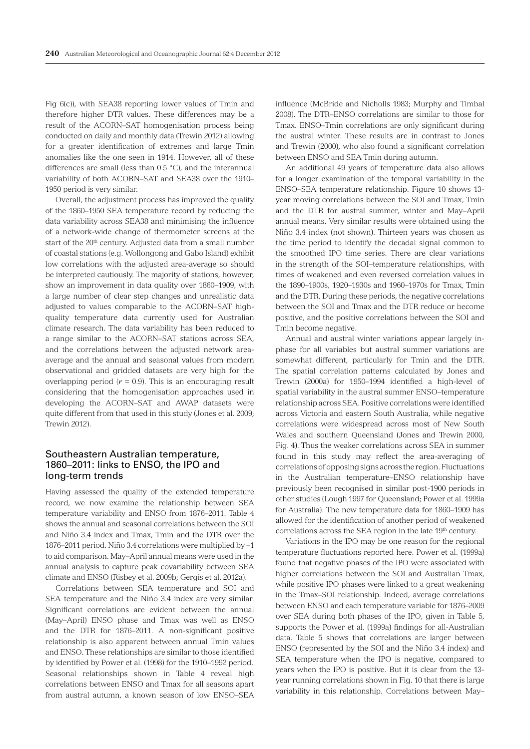Fig 6(c)), with SEA38 reporting lower values of Tmin and therefore higher DTR values. These differences may be a result of the ACORN–SAT homogenisation process being conducted on daily and monthly data (Trewin 2012) allowing for a greater identification of extremes and large Tmin anomalies like the one seen in 1914. However, all of these differences are small (less than 0.5 °C), and the interannual variability of both ACORN–SAT and SEA38 over the 1910–1950 period is very similar.

Overall, the adjustment process has improved the quality of the 1860–1950 SEA temperature record by reducing the data variability across SEA38 and minimising the influence of a network-wide change of thermometer screens at the start of the 20th century. Adjusted data from a small number of coastal stations (e.g. Wollongong and Gabo Island) exhibit low correlations with the adjusted area-average so should be interpreted cautiously. The majority of stations, however, show an improvement in data quality over 1860–1909, with a large number of clear step changes and unrealistic data adjusted to values comparable to the ACORN–SAT high-quality temperature data currently used for Australian climate research. The data variability has been reduced to a range similar to the ACORN–SAT stations across SEA, and the correlations between the adjusted network area-average and the annual and seasonal values from modern observational and gridded datasets are very high for the overlapping period ($r \approx 0.9$). This is an encouraging result considering that the homogenisation approaches used in developing the ACORN–SAT and AWAP datasets were quite different from that used in this study (Jones et al. 2009; Trewin 2012).

## Southeastern Australian temperature, 1860–2011: links to ENSO, the IPO and long-term trends

Having assessed the quality of the extended temperature record, we now examine the relationship between SEA temperature variability and ENSO from 1876–2011. Table 4 shows the annual and seasonal correlations between the SOI and Niño 3.4 index and Tmax, Tmin and the DTR over the 1876–2011 period. Niño 3.4 correlations were multiplied by –1 to aid comparison. May–April annual means were used in the annual analysis to capture peak covariability between SEA climate and ENSO (Risbey et al. 2009b; Gergis et al. 2012a).

Correlations between SEA temperature and SOI and SEA temperature and the Niño 3.4 index are very similar. Significant correlations are evident between the annual (May–April) ENSO phase and Tmax was well as ENSO and the DTR for 1876–2011. A non-significant positive relationship is also apparent between annual Tmin values and ENSO. These relationships are similar to those identified by identified by Power et al. (1998) for the 1910–1992 period. Seasonal relationships shown in Table 4 reveal high correlations between ENSO and Tmax for all seasons apart from austral autumn, a known season of low ENSO–SEA influence (McBride and Nicholls 1983; Murphy and Timbal 2008). The DTR–ENSO correlations are similar to those for Tmax. ENSO–Tmin correlations are only significant during the austral winter. These results are in contrast to Jones and Trewin (2000), who also found a significant correlation between ENSO and SEA Tmin during autumn.

An additional 49 years of temperature data also allows for a longer examination of the temporal variability in the ENSO–SEA temperature relationship. Figure 10 shows 13-year moving correlations between the SOI and Tmax, Tmin and the DTR for austral summer, winter and May–April annual means. Very similar results were obtained using the Niño 3.4 index (not shown). Thirteen years was chosen as the time period to identify the decadal signal common to the smoothed IPO time series. There are clear variations in the strength of the SOI–temperature relationships, with times of weakened and even reversed correlation values in the 1890–1900s, 1920–1930s and 1960–1970s for Tmax, Tmin and the DTR. During these periods, the negative correlations between the SOI and Tmax and the DTR reduce or become positive, and the positive correlations between the SOI and Tmin become negative.

Annual and austral winter variations appear largely in-phase for all variables but austral summer variations are somewhat different, particularly for Tmin and the DTR. The spatial correlation patterns calculated by Jones and Trewin (2000a) for 1950–1994 identified a high-level of spatial variability in the austral summer ENSO–temperature relationship across SEA. Positive correlations were identified across Victoria and eastern South Australia, while negative correlations were widespread across most of New South Wales and southern Queensland (Jones and Trewin 2000, Fig. 4). Thus the weaker correlations across SEA in summer found in this study may reflect the area-averaging of correlations of opposing signs across the region. Fluctuations in the Australian temperature–ENSO relationship have previously been recognised in similar post-1900 periods in other studies (Lough 1997 for Queensland; Power et al. 1999a for Australia). The new temperature data for 1860–1909 has allowed for the identification of another period of weakened correlations across the SEA region in the late 19th century.

Variations in the IPO may be one reason for the regional temperature fluctuations reported here. Power et al. (1999a) found that negative phases of the IPO were associated with higher correlations between the SOI and Australian Tmax, while positive IPO phases were linked to a great weakening in the Tmax–SOI relationship. Indeed, average correlations between ENSO and each temperature variable for 1876–2009 over SEA during both phases of the IPO, given in Table 5, supports the Power et al. (1999a) findings for all-Australian data. Table 5 shows that correlations are larger between ENSO (represented by the SOI and the Niño 3.4 index) and SEA temperature when the IPO is negative, compared to years when the IPO is positive. But it is clear from the 13-year running correlations shown in Fig. 10 that there is large variability in this relationship. Correlations between May–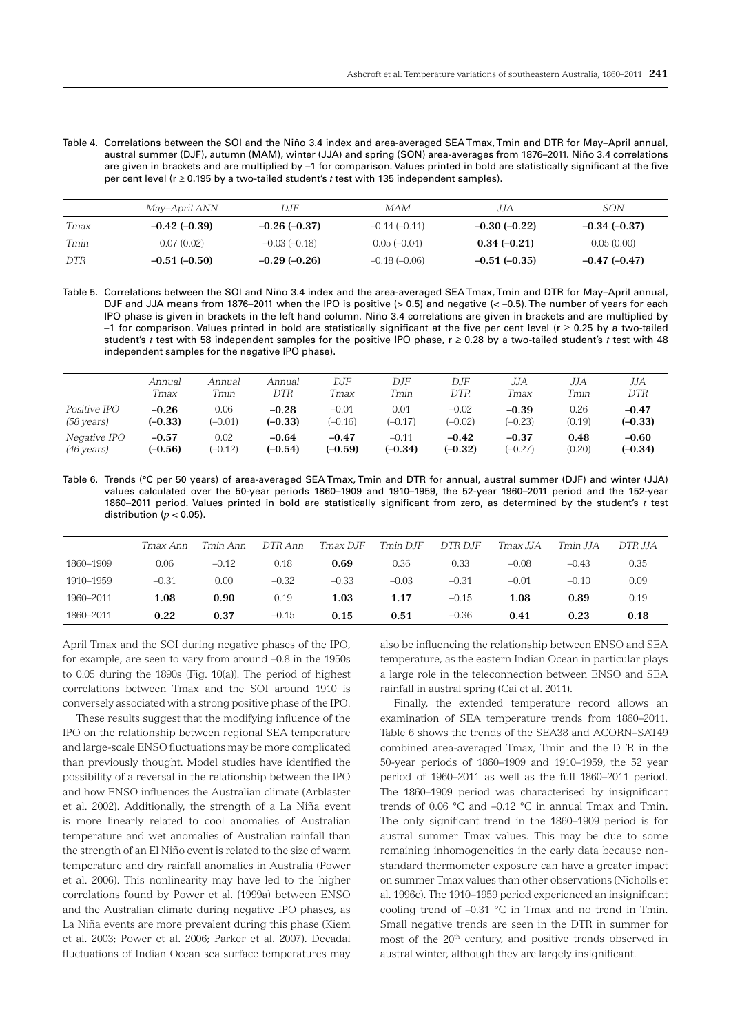Table 4. Correlations between the SOI and the Niño 3.4 index and area-averaged SEA Tmax, Tmin and DTR for May–April annual, austral summer (DJF), autumn (MAM), winter (JJA) and spring (SON) area-averages from 1876–2011. Niño 3.4 correlations are given in brackets and are multiplied by –1 for comparison. Values printed in bold are statistically significant at the five per cent level (r ≥ 0.195 by a two-tailed student's *t* test with 135 independent samples).

| | *May–April ANN* | *DJF* | *MAM* | *JJA* | *SON* |
|---|---|---|---|---|---|
| *Tmax* | **–0.42 (–0.39)** | **–0.26 (–0.37)** | –0.14 (–0.11) | **–0.30 (–0.22)** | **–0.34 (–0.37)** |
| *Tmin* | 0.07 (0.02) | –0.03 (–0.18) | 0.05 (–0.04) | **0.34 (–0.21)** | 0.05 (0.00) |
| *DTR* | **–0.51 (–0.50)** | **–0.29 (–0.26)** | –0.18 (–0.06) | **–0.51 (–0.35)** | **–0.47 (–0.47)** |

Table 5. Correlations between the SOI and Niño 3.4 index and the area-averaged SEA Tmax, Tmin and DTR for May–April annual, DJF and JJA means from 1876–2011 when the IPO is positive (> 0.5) and negative (< –0.5). The number of years for each IPO phase is given in brackets in the left hand column. Niño 3.4 correlations are given in brackets and are multiplied by –1 for comparison. Values printed in bold are statistically significant at the five per cent level (r ≥ 0.25 by a two-tailed student's *t* test with 58 independent samples for the positive IPO phase, r ≥ 0.28 by a two-tailed student's *t* test with 48 independent samples for the negative IPO phase).

| | *Annual Tmax* | *Annual Tmin* | *Annual DTR* | *DJF Tmax* | *DJF Tmin* | *DJF DTR* | *JJA Tmax* | *JJA Tmin* | *JJA DTR* |
|---|---|---|---|---|---|---|---|---|---|
| *Positive IPO (58 years)* | **–0.26 (–0.33)** | 0.06 (–0.01) | **–0.28 (–0.33)** | –0.01 (–0.16) | 0.01 (–0.17) | –0.02 (–0.02) | **–0.39** (–0.23) | 0.26 (0.19) | **–0.47 (–0.33)** |
| *Negative IPO (46 years)* | **–0.57 (–0.56)** | 0.02 (–0.12) | **–0.64 (–0.54)** | **–0.47 (–0.59)** | –0.11 **(–0.34)** | **–0.42 (–0.32)** | **–0.37** (–0.27) | **0.48** (0.20) | **–0.60 (–0.34)** |

Table 6. Trends (°C per 50 years) of area-averaged SEA Tmax, Tmin and DTR for annual, austral summer (DJF) and winter (JJA) values calculated over the 50-year periods 1860–1909 and 1910–1959, the 52-year 1960–2011 period and the 152-year 1860–2011 period. Values printed in bold are statistically significant from zero, as determined by the student's *t* test distribution ($p < 0.05$).

| | *Tmax Ann* | *Tmin Ann* | *DTR Ann* | *Tmax DJF* | *Tmin DJF* | *DTR DJF* | *Tmax JJA* | *Tmin JJA* | *DTR JJA* |
|---|---|---|---|---|---|---|---|---|---|
| 1860–1909 | 0.06 | –0.12 | 0.18 | **0.69** | 0.36 | 0.33 | –0.08 | –0.43 | 0.35 |
| 1910–1959 | –0.31 | 0.00 | –0.32 | –0.33 | –0.03 | –0.31 | –0.01 | –0.10 | 0.09 |
| 1960–2011 | **1.08** | **0.90** | 0.19 | **1.03** | **1.17** | –0.15 | **1.08** | **0.89** | 0.19 |
| 1860–2011 | **0.22** | **0.37** | –0.15 | **0.15** | **0.51** | –0.36 | **0.41** | **0.23** | **0.18** |

April Tmax and the SOI during negative phases of the IPO, for example, are seen to vary from around –0.8 in the 1950s to 0.05 during the 1890s (Fig. 10(a)). The period of highest correlations between Tmax and the SOI around 1910 is conversely associated with a strong positive phase of the IPO.

These results suggest that the modifying influence of the IPO on the relationship between regional SEA temperature and large-scale ENSO fluctuations may be more complicated than previously thought. Model studies have identified the possibility of a reversal in the relationship between the IPO and how ENSO influences the Australian climate (Arblaster et al. 2002). Additionally, the strength of a La Niña event is more linearly related to cool anomalies of Australian temperature and wet anomalies of Australian rainfall than the strength of an El Niño event is related to the size of warm temperature and dry rainfall anomalies in Australia (Power et al. 2006). This nonlinearity may have led to the higher correlations found by Power et al. (1999a) between ENSO and the Australian climate during negative IPO phases, as La Niña events are more prevalent during this phase (Kiem et al. 2003; Power et al. 2006; Parker et al. 2007). Decadal fluctuations of Indian Ocean sea surface temperatures may also be influencing the relationship between ENSO and SEA temperature, as the eastern Indian Ocean in particular plays a large role in the teleconnection between ENSO and SEA rainfall in austral spring (Cai et al. 2011).

Finally, the extended temperature record allows an examination of SEA temperature trends from 1860–2011. Table 6 shows the trends of the SEA38 and ACORN–SAT49 combined area-averaged Tmax, Tmin and the DTR in the 50-year periods of 1860–1909 and 1910–1959, the 52 year period of 1960–2011 as well as the full 1860–2011 period. The 1860–1909 period was characterised by insignificant trends of 0.06 °C and –0.12 °C in annual Tmax and Tmin. The only significant trend in the 1860–1909 period is for austral summer Tmax values. This may be due to some remaining inhomogeneities in the early data because non-standard thermometer exposure can have a greater impact on summer Tmax values than other observations (Nicholls et al. 1996c). The 1910–1959 period experienced an insignificant cooling trend of –0.31 °C in Tmax and no trend in Tmin. Small negative trends are seen in the DTR in summer for most of the 20th century, and positive trends observed in austral winter, although they are largely insignificant.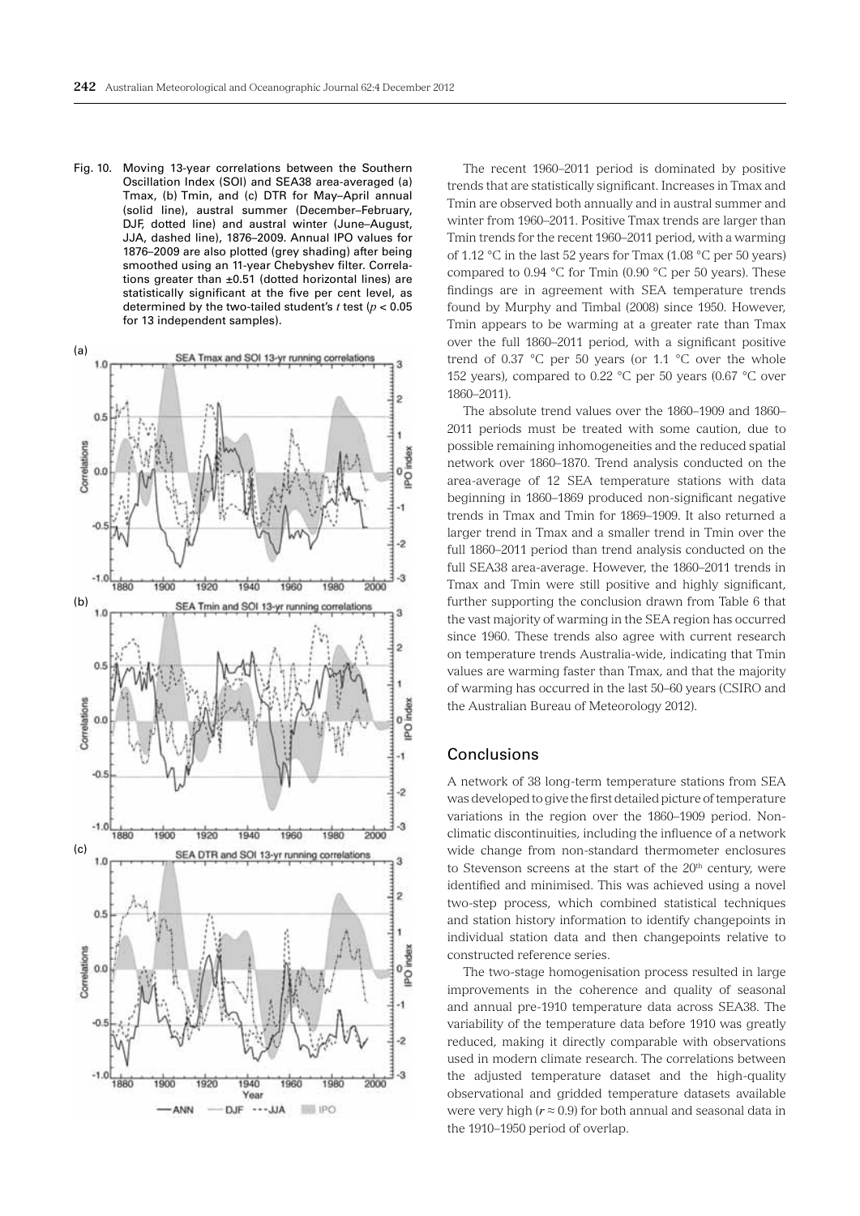Fig. 10. Moving 13-year correlations between the Southern Oscillation Index (SOI) and SEA38 area-averaged (a) Tmax, (b) Tmin, and (c) DTR for May–April annual (solid line), austral summer (December–February, DJF, dotted line) and austral winter (June–August, JJA, dashed line), 1876–2009. Annual IPO values for 1876–2009 are also plotted (grey shading) after being smoothed using an 11-year Chebyshev filter. Correlations greater than ±0.51 (dotted horizontal lines) are statistically significant at the five per cent level, as determined by the two-tailed student's *t* test ($p < 0.05$ for 13 independent samples).

The recent 1960–2011 period is dominated by positive trends that are statistically significant. Increases in Tmax and Tmin are observed both annually and in austral summer and winter from 1960–2011. Positive Tmax trends are larger than Tmin trends for the recent 1960–2011 period, with a warming of 1.12 °C in the last 52 years for Tmax (1.08 °C per 50 years) compared to 0.94 °C for Tmin (0.90 °C per 50 years). These findings are in agreement with SEA temperature trends found by Murphy and Timbal (2008) since 1950. However, Tmin appears to be warming at a greater rate than Tmax over the full 1860–2011 period, with a significant positive trend of 0.37 °C per 50 years (or 1.1 °C over the whole 152 years), compared to 0.22 °C per 50 years (0.67 °C over 1860–2011).

The absolute trend values over the 1860–1909 and 1860–2011 periods must be treated with some caution, due to possible remaining inhomogeneities and the reduced spatial network over 1860–1870. Trend analysis conducted on the area-average of 12 SEA temperature stations with data beginning in 1860–1869 produced non-significant negative trends in Tmax and Tmin for 1869–1909. It also returned a larger trend in Tmax and a smaller trend in Tmin over the full 1860–2011 period than trend analysis conducted on the full SEA38 area-average. However, the 1860–2011 trends in Tmax and Tmin were still positive and highly significant, further supporting the conclusion drawn from Table 6 that the vast majority of warming in the SEA region has occurred since 1960. These trends also agree with current research on temperature trends Australia-wide, indicating that Tmin values are warming faster than Tmax, and that the majority of warming has occurred in the last 50–60 years (CSIRO and the Australian Bureau of Meteorology 2012).

## Conclusions

A network of 38 long-term temperature stations from SEA was developed to give the first detailed picture of temperature variations in the region over the 1860–1909 period. Non-climatic discontinuities, including the influence of a network wide change from non-standard thermometer enclosures to Stevenson screens at the start of the 20th century, were identified and minimised. This was achieved using a novel two-step process, which combined statistical techniques and station history information to identify changepoints in individual station data and then changepoints relative to constructed reference series.

The two-stage homogenisation process resulted in large improvements in the coherence and quality of seasonal and annual pre-1910 temperature data across SEA38. The variability of the temperature data before 1910 was greatly reduced, making it directly comparable with observations used in modern climate research. The correlations between the adjusted temperature dataset and the high-quality observational and gridded temperature datasets available were very high ($r \approx 0.9$) for both annual and seasonal data in the 1910–1950 period of overlap.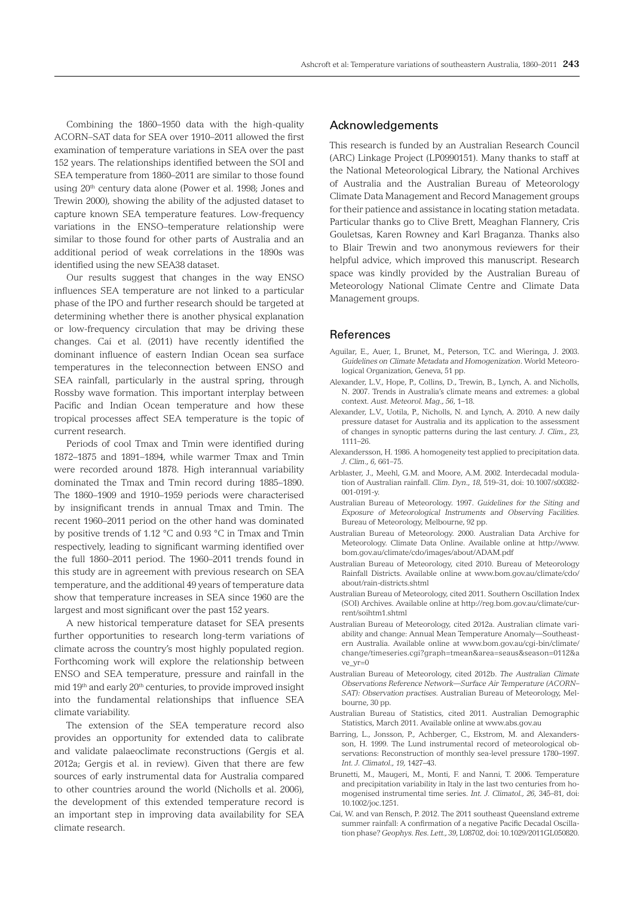Combining the 1860–1950 data with the high-quality ACORN–SAT data for SEA over 1910–2011 allowed the first examination of temperature variations in SEA over the past 152 years. The relationships identified between the SOI and SEA temperature from 1860–2011 are similar to those found using 20th century data alone (Power et al. 1998; Jones and Trewin 2000), showing the ability of the adjusted dataset to capture known SEA temperature features. Low-frequency variations in the ENSO–temperature relationship were similar to those found for other parts of Australia and an additional period of weak correlations in the 1890s was identified using the new SEA38 dataset.

Our results suggest that changes in the way ENSO influences SEA temperature are not linked to a particular phase of the IPO and further research should be targeted at determining whether there is another physical explanation or low-frequency circulation that may be driving these changes. Cai et al. (2011) have recently identified the dominant influence of eastern Indian Ocean sea surface temperatures in the teleconnection between ENSO and SEA rainfall, particularly in the austral spring, through Rossby wave formation. This important interplay between Pacific and Indian Ocean temperature and how these tropical processes affect SEA temperature is the topic of current research.

Periods of cool Tmax and Tmin were identified during 1872–1875 and 1891–1894, while warmer Tmax and Tmin were recorded around 1878. High interannual variability dominated the Tmax and Tmin record during 1885–1890. The 1860–1909 and 1910–1959 periods were characterised by insignificant trends in annual Tmax and Tmin. The recent 1960–2011 period on the other hand was dominated by positive trends of 1.12 °C and 0.93 °C in Tmax and Tmin respectively, leading to significant warming identified over the full 1860–2011 period. The 1960–2011 trends found in this study are in agreement with previous research on SEA temperature, and the additional 49 years of temperature data show that temperature increases in SEA since 1960 are the largest and most significant over the past 152 years.

A new historical temperature dataset for SEA presents further opportunities to research long-term variations of climate across the country's most highly populated region. Forthcoming work will explore the relationship between ENSO and SEA temperature, pressure and rainfall in the mid 19th and early 20th centuries, to provide improved insight into the fundamental relationships that influence SEA climate variability.

The extension of the SEA temperature record also provides an opportunity for extended data to calibrate and validate palaeoclimate reconstructions (Gergis et al. 2012a; Gergis et al. in review). Given that there are few sources of early instrumental data for Australia compared to other countries around the world (Nicholls et al. 2006), the development of this extended temperature record is an important step in improving data availability for SEA climate research.

## Acknowledgements

This research is funded by an Australian Research Council (ARC) Linkage Project (LP0990151). Many thanks to staff at the National Meteorological Library, the National Archives of Australia and the Australian Bureau of Meteorology Climate Data Management and Record Management groups for their patience and assistance in locating station metadata. Particular thanks go to Clive Brett, Meaghan Flannery, Cris Gouletsas, Karen Rowney and Karl Braganza. Thanks also to Blair Trewin and two anonymous reviewers for their helpful advice, which improved this manuscript. Research space was kindly provided by the Australian Bureau of Meteorology National Climate Centre and Climate Data Management groups.

## References

Aguilar, E., Auer, I., Brunet, M., Peterson, T.C. and Wieringa, J. 2003. *Guidelines on Climate Metadata and Homogenization*. World Meteorological Organization, Geneva, 51 pp.

Alexander, L.V., Hope, P., Collins, D., Trewin, B., Lynch, A. and Nicholls, N. 2007. Trends in Australia's climate means and extremes: a global context. *Aust. Meteorol. Mag.*, *56*, 1–18.

Alexander, L.V., Uotila, P., Nicholls, N. and Lynch, A. 2010. A new daily pressure dataset for Australia and its application to the assessment of changes in synoptic patterns during the last century. *J. Clim.*, *23*, 1111–26.

Alexandersson, H. 1986. A homogeneity test applied to precipitation data. *J. Clim.*, *6*, 661–75.

Arblaster, J., Meehl, G.M. and Moore, A.M. 2002. Interdecadal modulation of Australian rainfall. *Clim. Dyn.*, *18*, 519–31, doi: 10.1007/s00382-001-0191-y.

Australian Bureau of Meteorology. 1997. *Guidelines for the Siting and Exposure of Meteorological Instruments and Observing Facilities*. Bureau of Meteorology, Melbourne, 92 pp.

Australian Bureau of Meteorology. 2000. Australian Data Archive for Meteorology. Climate Data Online. Available online at http://www.bom.gov.au/climate/cdo/images/about/ADAM.pdf

Australian Bureau of Meteorology, cited 2010. Bureau of Meteorology Rainfall Districts. Available online at www.bom.gov.au/climate/cdo/about/rain-districts.shtml

Australian Bureau of Meteorology, cited 2011. Southern Oscillation Index (SOI) Archives. Available online at http://reg.bom.gov.au/climate/current/soihtm1.shtml

Australian Bureau of Meteorology, cited 2012a. Australian climate variability and change: Annual Mean Temperature Anomaly—Southeastern Australia. Available online at www.bom.gov.au/cgi-bin/climate/change/timeseries.cgi?graph=tmean&area=seaus&season=0112&ave_yr=0

Australian Bureau of Meteorology, cited 2012b. *The Australian Climate Observations Reference Network—Surface Air Temperature (ACORN–SAT): Observation practises*. Australian Bureau of Meteorology, Melbourne, 30 pp.

Australian Bureau of Statistics, cited 2011. Australian Demographic Statistics, March 2011. Available online at www.abs.gov.au

Barring, L., Jonsson, P., Achberger, C., Ekstrom, M. and Alexandersson, H. 1999. The Lund instrumental record of meteorological observations: Reconstruction of monthly sea-level pressure 1780–1997. *Int. J. Climatol.*, *19*, 1427–43.

Brunetti, M., Maugeri, M., Monti, F. and Nanni, T. 2006. Temperature and precipitation variability in Italy in the last two centuries from homogenised instrumental time series. *Int. J. Climatol.*, *26*, 345–81, doi: 10.1002/joc.1251.

Cai, W. and van Rensch, P. 2012. The 2011 southeast Queensland extreme summer rainfall: A confirmation of a negative Pacific Decadal Oscillation phase? *Geophys. Res. Lett.*, *39*, L08702, doi: 10.1029/2011GL050820.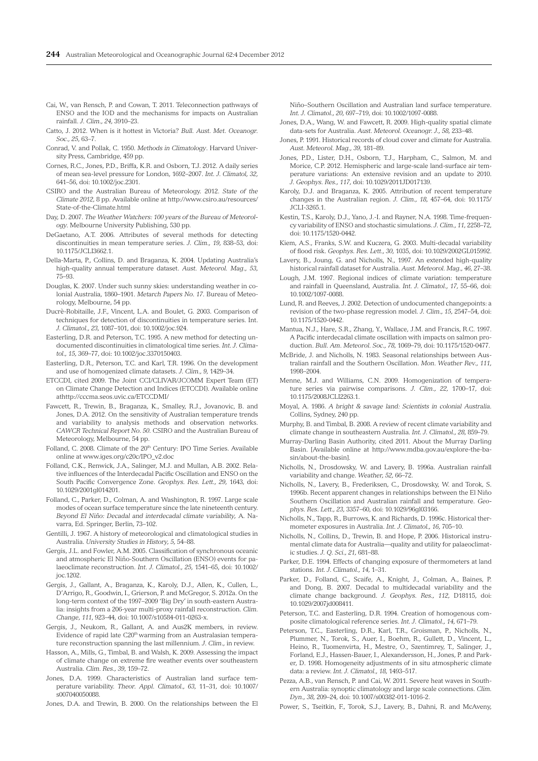Cai, W., van Rensch, P. and Cowan, T. 2011. Teleconnection pathways of ENSO and the IOD and the mechanisms for impacts on Australian rainfall. *J. Clim., 24,* 3910–23.

Catto, J. 2012. When is it hottest in Victoria? *Bull. Aust. Met. Oceanogr. Soc., 25,* 63–7.

Conrad, V. and Pollak, C. 1950. *Methods in Climatology*. Harvard University Press, Cambridge, 459 pp.

Cornes, R.C., Jones, P.D., Briffa, K.R. and Osborn, T.J. 2012. A daily series of mean sea-level pressure for London, 1692–2007. *Int. J. Climatol, 32,* 641–56, doi: 10.1002/joc.2301.

CSIRO and the Australian Bureau of Meteorology. 2012. *State of the Climate 2012,* 8 pp. Available online at http://www.csiro.au/resources/State-of-the-Climate.html

Day, D. 2007. *The Weather Watchers: 100 years of the Bureau of Meteorology*. Melbourne University Publishing, 530 pp.

DeGaetano, A.T. 2006. Attributes of several methods for detecting discontinuities in mean temperature series. *J. Clim., 19,* 838–53, doi: 10.1175/JCLI3662.1.

Della-Marta, P., Collins, D. and Braganza, K. 2004. Updating Australia's high-quality annual temperature dataset. *Aust. Meteorol. Mag., 53,* 75–93.

Douglas, K. 2007. Under such sunny skies: understanding weather in colonial Australia, 1860–1901. *Metarch Papers No. 17*. Bureau of Meteorology, Melbourne, 54 pp.

Ducrè-Robitaille, J.F., Vincent, L.A. and Boulet, G. 2003. Comparison of techniques for detection of discontinuities in temperature series. Int. *J. Climatol., 23,* 1087–101, doi: 10.1002/joc.924.

Easterling, D.R. and Peterson, T.C. 1995. A new method for detecting undocumented discontinuities in climatological time series. *Int. J. Climatol., 15,* 369–77, doi: 10.1002/joc.3370150403.

Easterling, D.R., Peterson, T.C. and Karl, T.R. 1996. On the development and use of homogenized climate datasets. *J. Clim., 9,* 1429–34.

ETCCDI, cited 2009. The Joint CCl/CLIVAR/JCOMM Expert Team (ET) on Climate Change Detection and Indices (ETCCDI). Available online athttp://cccma.seos.uvic.ca/ETCCDMI/

Fawcett, R., Trewin, B., Braganza, K., Smalley, R.J., Jovanovic, B. and Jones, D.A. 2012. On the sensitivity of Australian temperature trends and variability to analysis methods and observation networks. *CAWCR Technical Report No. 50.* CSIRO and the Australian Bureau of Meteorology, Melbourne, 54 pp.

Folland, C. 2008. Climate of the 20th Century: IPO Time Series. Available online at www.iges.org/c20c/IPO_v2.doc

Folland, C.K., Renwick, J.A., Salinger, M.J. and Mullan, A.B. 2002. Relative influences of the Interdecadal Pacific Oscillation and ENSO on the South Pacific Convergence Zone. *Geophys. Res. Lett., 29,* 1643, doi: 10.1029/2001gl014201.

Folland, C., Parker, D., Colman, A. and Washington, R. 1997. Large scale modes of ocean surface temperature since the late nineteenth century. *Beyond El Niño: Decadal and interdecadal climate variability,* A. Navarra, Ed. Springer, Berlin, 73–102.

Gentilli, J. 1967. A history of meteorological and climatological studies in Australia. *University Studies in History, 5,* 54–88.

Gergis, J.L. and Fowler, A.M. 2005. Classification of synchronous oceanic and atmospheric El Niño-Southern Oscillation (ENSO) events for palaeoclimate reconstruction. *Int. J. Climatol., 25,* 1541–65, doi: 10.1002/joc.1202.

Gergis, J., Gallant, A., Braganza, K., Karoly, D.J., Allen, K., Cullen, L., D'Arrigo, R., Goodwin, I., Grierson, P. and McGregor, S. 2012a. On the long-term context of the 1997–2009 'Big Dry' in south-eastern Australia: insights from a 206-year multi-proxy rainfall reconstruction. *Clim. Change, 111,* 923–44, doi: 10.1007/s10584-011-0263-x.

Gergis, J., Neukom, R., Gallant, A. and Aus2K members, in review. Evidence of rapid late C20th warming from an Australasian temperature reconstruction spanning the last millennium. *J. Clim.,* in review.

Hasson, A., Mills, G., Timbal, B. and Walsh, K. 2009. Assessing the impact of climate change on extreme fire weather events over southeastern Australia. *Clim. Res., 39,* 159–72.

Jones, D.A. 1999. Characteristics of Australian land surface temperature variability. *Theor. Appl. Climatol., 63,* 11–31, doi: 10.1007/s007040050088.

Jones, D.A. and Trewin, B. 2000. On the relationships between the El Niño–Southern Oscillation and Australian land surface temperature. *Int. J. Climatol., 20,* 697–719, doi: 10.1002/1097-0088.

Jones, D.A., Wang, W. and Fawcett, R. 2009. High-quality spatial climate data-sets for Australia. *Aust. Meteorol. Oceanogr. J., 58,* 233–48.

Jones, P. 1991. Historical records of cloud cover and climate for Australia. *Aust. Meteorol. Mag., 39,* 181–89.

Jones, P.D., Lister, D.H., Osborn, T.J., Harpham, C., Salmon, M. and Morice, C.P. 2012. Hemispheric and large-scale land-surface air temperature variations: An extensive revision and an update to 2010. *J. Geophys. Res., 117,* doi: 10.1029/2011JD017139.

Karoly, D.J. and Braganza, K. 2005. Attribution of recent temperature changes in the Australian region. *J. Clim., 18,* 457–64, doi: 10.1175/JCLI-3265.1.

Kestin, T.S., Karoly, D.J., Yano, J.-I. and Rayner, N.A. 1998. Time-frequency variability of ENSO and stochastic simulations. *J. Clim., 11,* 2258–72, doi: 10.1175/1520-0442.

Kiem, A.S., Franks, S.W. and Kuczera, G. 2003. Multi-decadal variability of flood risk. *Geophys. Res. Lett., 30,* 1035, doi: 10.1029/2002GL015992.

Lavery, B., Joung, G. and Nicholls, N., 1997. An extended high-quality historical rainfall dataset for Australia. *Aust. Meteorol. Mag., 46,* 27–38.

Lough, J.M. 1997. Regional indices of climate variation: temperature and rainfall in Queensland, Australia. *Int. J. Climatol., 17,* 55–66, doi: 10.1002/1097-0088.

Lund, R. and Reeves, J. 2002. Detection of undocumented changepoints: a revision of the two-phase regression model. *J. Clim., 15,* 2547–54, doi: 10.1175/1520-0442.

Mantua, N.J., Hare, S.R., Zhang, Y., Wallace, J.M. and Francis, R.C. 1997. A Pacific interdecadal climate oscillation with impacts on salmon production. *Bull. Am. Meteorol. Soc., 78,* 1069–79, doi: 10.1175/1520-0477.

McBride, J. and Nicholls, N. 1983. Seasonal relationships between Australian rainfall and the Southern Oscillation. *Mon. Weather Rev., 111,* 1998–2004.

Menne, M.J. and Williams, C.N. 2009. Homogenization of temperature series via pairwise comparisons. *J. Clim., 22,* 1700–17, doi: 10.1175/2008JCLI2263.1.

Moyal, A. 1986. *A bright & savage land: Scientists in colonial Australia.* Collins, Sydney, 240 pp.

Murphy, B. and Timbal, B. 2008. A review of recent climate variability and climate change in southeastern Australia. *Int. J. Climatol., 28,* 859–79.

Murray-Darling Basin Authority, cited 2011. About the Murray Darling Basin. [Available online at http://www.mdba.gov.au/explore-the-basin/about-the-basin].

Nicholls, N., Drosdowsky, W. and Lavery, B. 1996a. Australian rainfall variability and change. *Weather, 52,* 66–72.

Nicholls, N., Lavery, B., Frederiksen, C., Drosdowsky, W. and Torok, S. 1996b. Recent apparent changes in relationships between the El Niño Southern Oscillation and Australian rainfall and temperature. *Geophys. Res. Lett., 23,* 3357–60, doi: 10.1029/96gl03166.

Nicholls, N., Tapp, R., Burrows, K. and Richards, D. 1996c. Historical thermometer exposures in Australia. *Int. J. Climatol., 16,* 705–10.

Nicholls, N., Collins, D., Trewin, B. and Hope, P. 2006. Historical instrumental climate data for Australia—quality and utility for palaeoclimatic studies. *J. Q. Sci., 21,* 681–88.

Parker, D.E. 1994. Effects of changing exposure of thermometers at land stations. *Int. J. Climatol., 14,* 1–31.

Parker, D., Folland, C., Scaife, A., Knight, J., Colman, A., Baines, P. and Dong, B. 2007. Decadal to multidecadal variability and the climate change background. *J. Geophys. Res., 112,* D18115, doi: 10.1029/2007jd008411.

Peterson, T.C. and Easterling, D.R. 1994. Creation of homogenous composite climatological reference series. *Int. J. Climatol., 14,* 671–79.

Peterson, T.C., Easterling, D.R., Karl, T.R., Groisman, P., Nicholls, N., Plummer, N., Torok, S., Auer, I., Boehm, R., Gullett, D., Vincent, L., Heino, R., Tuomenvirta, H., Mestre, O., Szentimrey, T., Salinger, J., Forland, E.J., Hassen-Bauer, I., Alexandersson, H., Jones, P. and Parker, D. 1998. Homogeneity adjustments of in situ atmospheric climate data: a review. *Int. J. Climatol., 18,* 1493–517.

Pezza, A.B., van Rensch, P. and Cai, W. 2011. Severe heat waves in Southern Australia: synoptic climatology and large scale connections. *Clim. Dyn., 38,* 209–24, doi: 10.1007/s00382-011-1016-2.

Power, S., Tseitkin, F., Torok, S.J., Lavery, B., Dahni, R. and McAveny,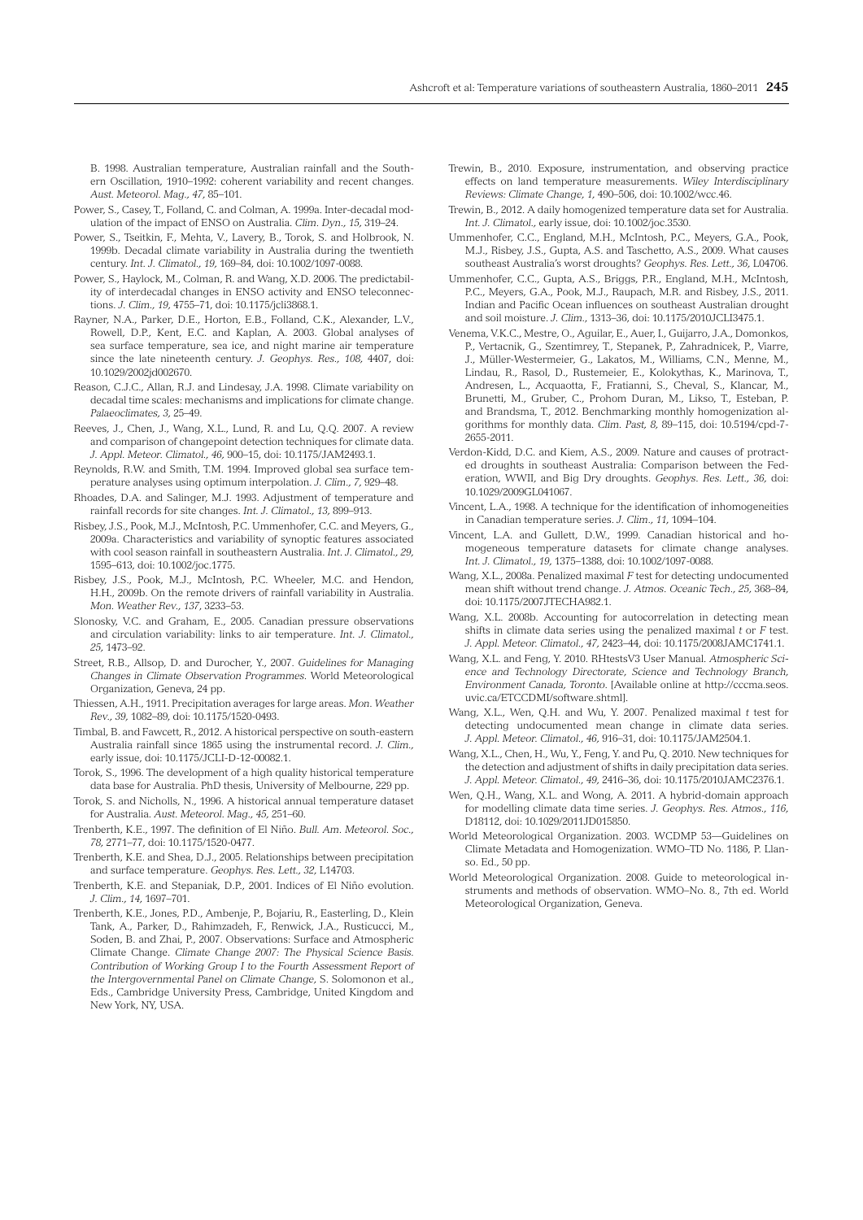B. 1998. Australian temperature, Australian rainfall and the Southern Oscillation, 1910–1992: coherent variability and recent changes. *Aust. Meteorol. Mag., 47,* 85–101.

Power, S., Casey, T., Folland, C. and Colman, A. 1999a. Inter-decadal modulation of the impact of ENSO on Australia. *Clim. Dyn., 15,* 319–24.

Power, S., Tseitkin, F., Mehta, V., Lavery, B., Torok, S. and Holbrook, N. 1999b. Decadal climate variability in Australia during the twentieth century. *Int. J. Climatol., 19,* 169–84, doi: 10.1002/1097-0088.

Power, S., Haylock, M., Colman, R. and Wang, X.D. 2006. The predictability of interdecadal changes in ENSO activity and ENSO teleconnections. *J. Clim., 19,* 4755–71, doi: 10.1175/jcli3868.1.

Rayner, N.A., Parker, D.E., Horton, E.B., Folland, C.K., Alexander, L.V., Rowell, D.P., Kent, E.C. and Kaplan, A. 2003. Global analyses of sea surface temperature, sea ice, and night marine air temperature since the late nineteenth century. *J. Geophys. Res., 108,* 4407, doi: 10.1029/2002jd002670.

Reason, C.J.C., Allan, R.J. and Lindesay, J.A. 1998. Climate variability on decadal time scales: mechanisms and implications for climate change. *Palaeoclimates, 3,* 25–49.

Reeves, J., Chen, J., Wang, X.L., Lund, R. and Lu, Q.Q. 2007. A review and comparison of changepoint detection techniques for climate data. *J. Appl. Meteor. Climatol., 46,* 900–15, doi: 10.1175/JAM2493.1.

Reynolds, R.W. and Smith, T.M. 1994. Improved global sea surface temperature analyses using optimum interpolation. *J. Clim., 7,* 929–48.

Rhoades, D.A. and Salinger, M.J. 1993. Adjustment of temperature and rainfall records for site changes. *Int. J. Climatol., 13,* 899–913.

Risbey, J.S., Pook, M.J., McIntosh, P.C. Ummenhofer, C.C. and Meyers, G., 2009a. Characteristics and variability of synoptic features associated with cool season rainfall in southeastern Australia. *Int. J. Climatol., 29,* 1595–613, doi: 10.1002/joc.1775.

Risbey, J.S., Pook, M.J., McIntosh, P.C. Wheeler, M.C. and Hendon, H.H., 2009b. On the remote drivers of rainfall variability in Australia. *Mon. Weather Rev., 137,* 3233–53.

Slonosky, V.C. and Graham, E., 2005. Canadian pressure observations and circulation variability: links to air temperature. *Int. J. Climatol., 25,* 1473–92.

Street, R.B., Allsop, D. and Durocher, Y., 2007. *Guidelines for Managing Changes in Climate Observation Programmes.* World Meteorological Organization, Geneva, 24 pp.

Thiessen, A.H., 1911. Precipitation averages for large areas. *Mon. Weather Rev., 39,* 1082–89, doi: 10.1175/1520-0493.

Timbal, B. and Fawcett, R., 2012. A historical perspective on south-eastern Australia rainfall since 1865 using the instrumental record. *J. Clim.,* early issue, doi: 10.1175/JCLI-D-12-00082.1.

Torok, S., 1996. The development of a high quality historical temperature data base for Australia. PhD thesis, University of Melbourne, 229 pp.

Torok, S. and Nicholls, N., 1996. A historical annual temperature dataset for Australia. *Aust. Meteorol. Mag., 45,* 251–60.

Trenberth, K.E., 1997. The definition of El Niño. *Bull. Am. Meteorol. Soc., 78,* 2771–77, doi: 10.1175/1520-0477.

Trenberth, K.E. and Shea, D.J., 2005. Relationships between precipitation and surface temperature. *Geophys. Res. Lett., 32,* L14703.

Trenberth, K.E. and Stepaniak, D.P., 2001. Indices of El Niño evolution. *J. Clim., 14,* 1697–701.

Trenberth, K.E., Jones, P.D., Ambenje, P., Bojariu, R., Easterling, D., Klein Tank, A., Parker, D., Rahimzadeh, F., Renwick, J.A., Rusticucci, M., Soden, B. and Zhai, P., 2007. Observations: Surface and Atmospheric Climate Change. *Climate Change 2007: The Physical Science Basis. Contribution of Working Group I to the Fourth Assessment Report of the Intergovernmental Panel on Climate Change,* S. Solomonon et al., Eds., Cambridge University Press, Cambridge, United Kingdom and New York, NY, USA.

Trewin, B., 2010. Exposure, instrumentation, and observing practice effects on land temperature measurements. *Wiley Interdisciplinary Reviews: Climate Change, 1,* 490–506, doi: 10.1002/wcc.46.

Trewin, B., 2012. A daily homogenized temperature data set for Australia. *Int. J. Climatol.,* early issue, doi: 10.1002/joc.3530.

Ummenhofer, C.C., England, M.H., McIntosh, P.C., Meyers, G.A., Pook, M.J., Risbey, J.S., Gupta, A.S. and Taschetto, A.S., 2009. What causes southeast Australia's worst droughts? *Geophys. Res. Lett., 36,* L04706.

Ummenhofer, C.C., Gupta, A.S., Briggs, P.R., England, M.H., McIntosh, P.C., Meyers, G.A., Pook, M.J., Raupach, M.R. and Risbey, J.S., 2011. Indian and Pacific Ocean influences on southeast Australian drought and soil moisture. *J. Clim.,* 1313–36, doi: 10.1175/2010JCLI3475.1.

Venema, V.K.C., Mestre, O., Aguilar, E., Auer, I., Guijarro, J.A., Domonkos, P., Vertacnik, G., Szentimrey, T., Stepanek, P., Zahradnicek, P., Viarre, J., Müller-Westermeier, G., Lakatos, M., Williams, C.N., Menne, M., Lindau, R., Rasol, D., Rustemeier, E., Kolokythas, K., Marinova, T., Andresen, L., Acquaotta, F., Fratianni, S., Cheval, S., Klancar, M., Brunetti, M., Gruber, C., Prohom Duran, M., Likso, T., Esteban, P. and Brandsma, T., 2012. Benchmarking monthly homogenization algorithms for monthly data. *Clim. Past, 8,* 89–115, doi: 10.5194/cpd-7-2655-2011.

Verdon-Kidd, D.C. and Kiem, A.S., 2009. Nature and causes of protracted droughts in southeast Australia: Comparison between the Federation, WWII, and Big Dry droughts. *Geophys. Res. Lett., 36,* doi: 10.1029/2009GL041067.

Vincent, L.A., 1998. A technique for the identification of inhomogeneities in Canadian temperature series. *J. Clim., 11,* 1094–104.

Vincent, L.A. and Gullett, D.W., 1999. Canadian historical and homogeneous temperature datasets for climate change analyses. *Int. J. Climatol., 19,* 1375–1388, doi: 10.1002/1097-0088.

Wang, X.L., 2008a. Penalized maximal *F* test for detecting undocumented mean shift without trend change. *J. Atmos. Oceanic Tech., 25,* 368–84, doi: 10.1175/2007JTECHA982.1.

Wang, X.L. 2008b. Accounting for autocorrelation in detecting mean shifts in climate data series using the penalized maximal *t* or *F* test. *J. Appl. Meteor. Climatol., 47,* 2423–44, doi: 10.1175/2008JAMC1741.1.

Wang, X.L. and Feng, Y. 2010. RHtestsV3 User Manual. *Atmospheric Science and Technology Directorate, Science and Technology Branch, Environment Canada, Toronto.* [Available online at http://cccma.seos.uvic.ca/ETCCDMI/software.shtml].

Wang, X.L., Wen, Q.H. and Wu, Y. 2007. Penalized maximal *t* test for detecting undocumented mean change in climate data series. *J. Appl. Meteor. Climatol., 46,* 916–31, doi: 10.1175/JAM2504.1.

Wang, X.L., Chen, H., Wu, Y., Feng, Y. and Pu, Q. 2010. New techniques for the detection and adjustment of shifts in daily precipitation data series. *J. Appl. Meteor. Climatol., 49,* 2416–36, doi: 10.1175/2010JAMC2376.1.

Wen, Q.H., Wang, X.L. and Wong, A. 2011. A hybrid-domain approach for modelling climate data time series. *J. Geophys. Res. Atmos., 116,* D18112, doi: 10.1029/2011JD015850.

World Meteorological Organization. 2003. WCDMP 53—Guidelines on Climate Metadata and Homogenization. WMO–TD No. 1186, P. Llanso. Ed., 50 pp.

World Meteorological Organization. 2008. Guide to meteorological instruments and methods of observation. WMO–No. 8., 7th ed. World Meteorological Organization, Geneva.